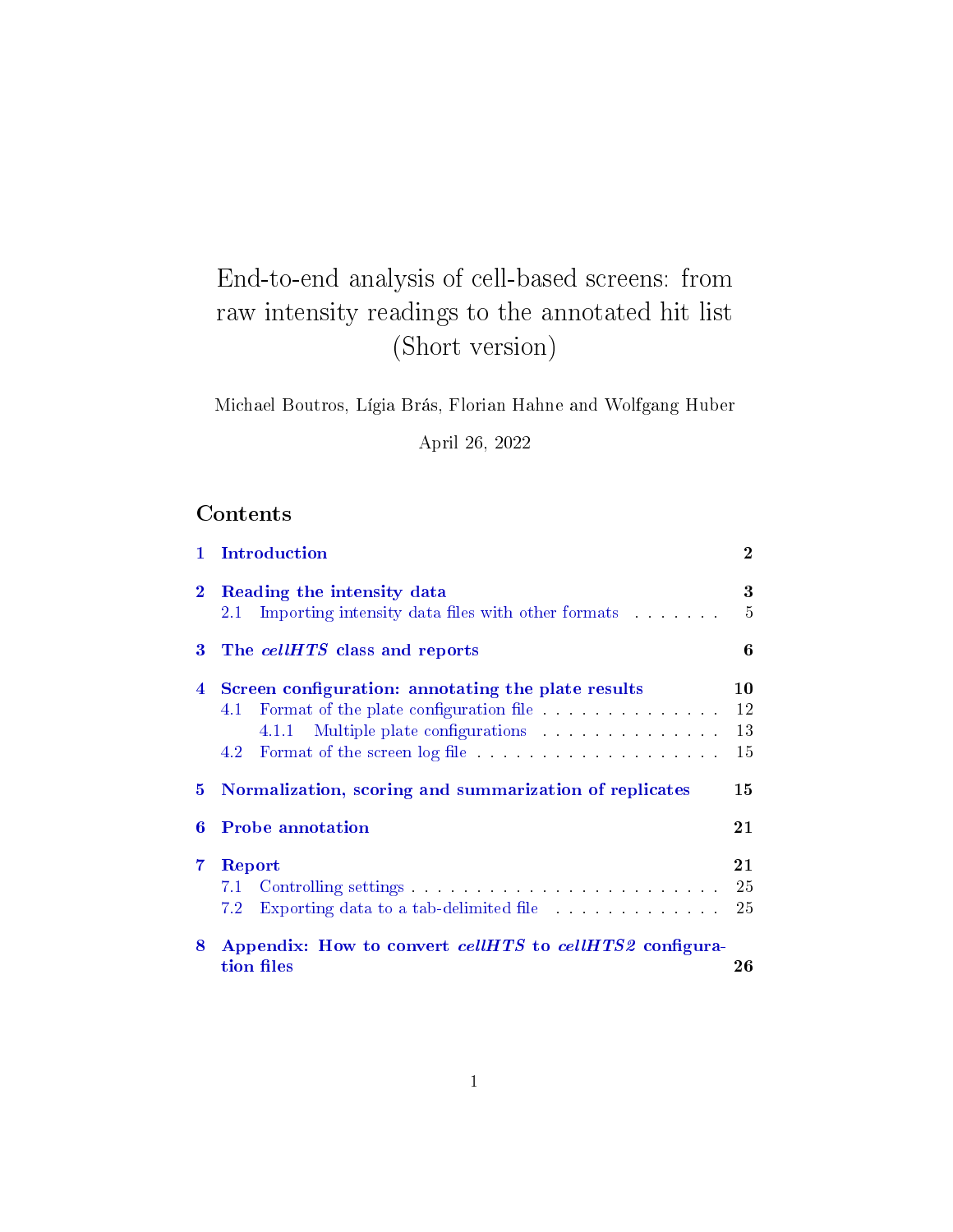# End-to-end analysis of cell-based screens: from raw intensity readings to the annotated hit list (Short version)

Michael Boutros, Lígia Brás, Florian Hahne and Wolfgang Huber

April 26, 2022

## Contents

1 **Introduction** — 2

2 **Reading the intensity data** — 3
- 2.1 Importing intensity data files with other formats — 5

3 **The *cellHTS* class and reports** — 6

4 **Screen configuration: annotating the plate results** — 10
- 4.1 Format of the plate configuration file — 12
  - 4.1.1 Multiple plate configurations — 13
- 4.2 Format of the screen log file — 15

5 **Normalization, scoring and summarization of replicates** — 15

6 **Probe annotation** — 21

7 **Report** — 21
- 7.1 Controlling settings — 25
- 7.2 Exporting data to a tab-delimited file — 25

8 **Appendix: How to convert *cellHTS* to *cellHTS2* configuration files** — 26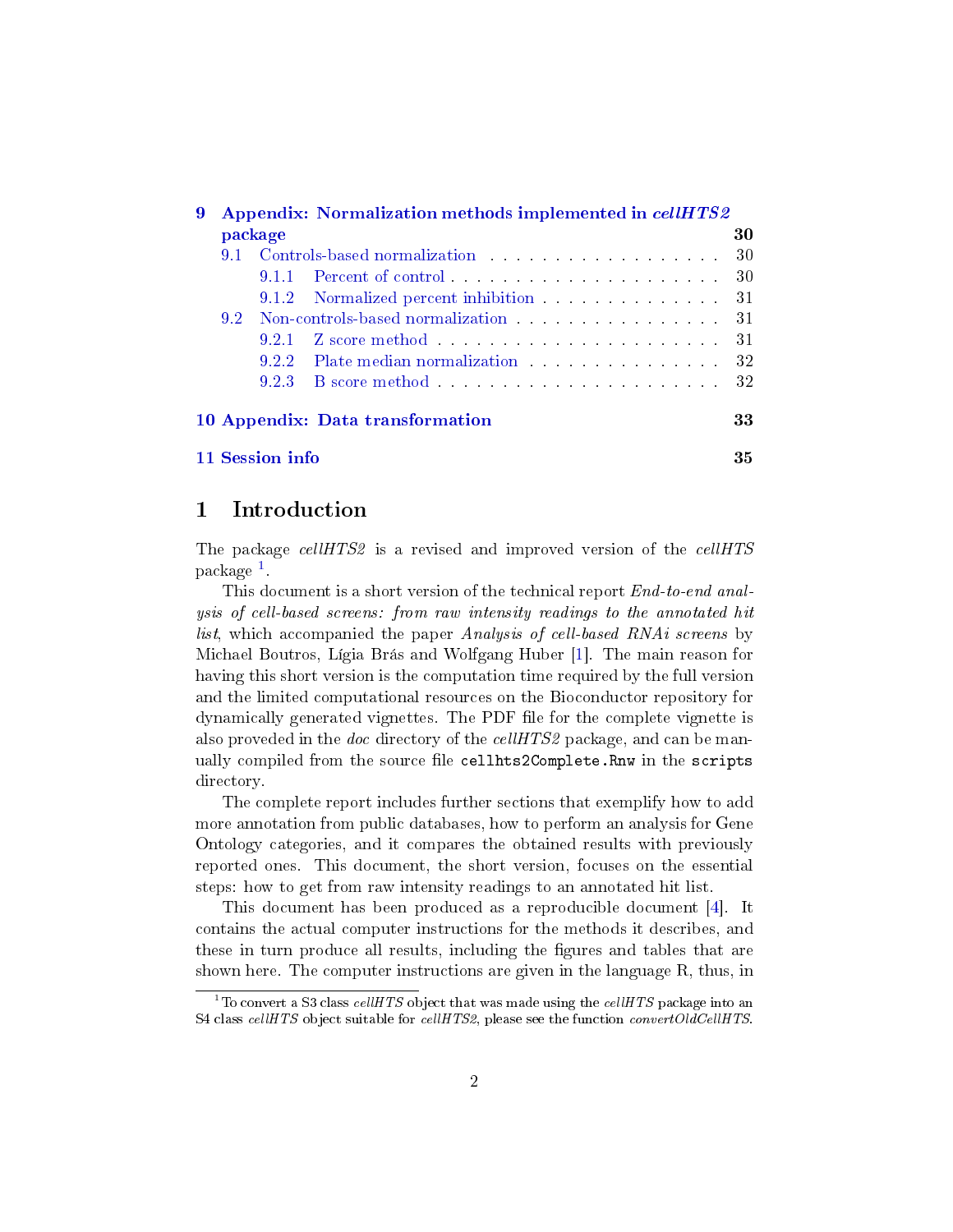**9 Appendix: Normalization methods implemented in *cellHTS2* package** — 30

- 9.1 Controls-based normalization — 30
  - 9.1.1 Percent of control — 30
  - 9.1.2 Normalized percent inhibition — 31
- 9.2 Non-controls-based normalization — 31
  - 9.2.1 Z score method — 31
  - 9.2.2 Plate median normalization — 32
  - 9.2.3 B score method — 32

**10 Appendix: Data transformation** — 33

**11 Session info** — 35

# 1 Introduction

The package *cellHTS2* is a revised and improved version of the *cellHTS* package [1].

This document is a short version of the technical report *End-to-end analysis of cell-based screens: from raw intensity readings to the annotated hit list*, which accompanied the paper *Analysis of cell-based RNAi screens* by Michael Boutros, Lígia Brás and Wolfgang Huber [1]. The main reason for having this short version is the computation time required by the full version and the limited computational resources on the Bioconductor repository for dynamically generated vignettes. The PDF file for the complete vignette is also proveded in the *doc* directory of the *cellHTS2* package, and can be manually compiled from the source file `cellhts2Complete.Rnw` in the `scripts` directory.

The complete report includes further sections that exemplify how to add more annotation from public databases, how to perform an analysis for Gene Ontology categories, and it compares the obtained results with previously reported ones. This document, the short version, focuses on the essential steps: how to get from raw intensity readings to an annotated hit list.

This document has been produced as a reproducible document [4]. It contains the actual computer instructions for the methods it describes, and these in turn produce all results, including the figures and tables that are shown here. The computer instructions are given in the language R, thus, in

[1] To convert a S3 class *cellHTS* object that was made using the *cellHTS* package into an S4 class *cellHTS* object suitable for *cellHTS2*, please see the function *convertOldCellHTS*.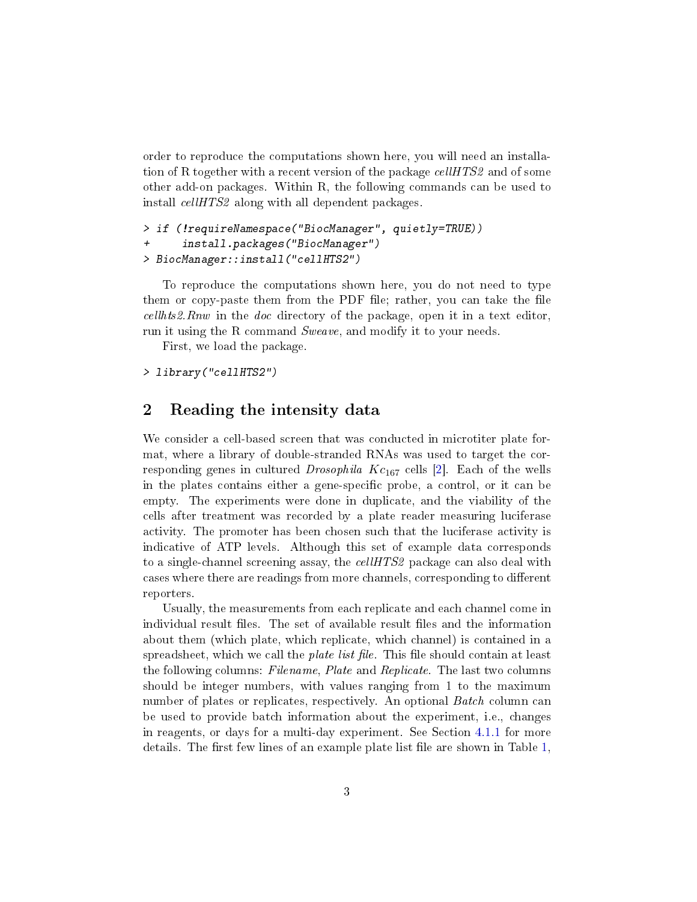order to reproduce the computations shown here, you will need an installation of R together with a recent version of the package *cellHTS2* and of some other add-on packages. Within R, the following commands can be used to install *cellHTS2* along with all dependent packages.

```
> if (!requireNamespace("BiocManager", quietly=TRUE))
+     install.packages("BiocManager")
> BiocManager::install("cellHTS2")
```

To reproduce the computations shown here, you do not need to type them or copy-paste them from the PDF file; rather, you can take the file *cellhts2.Rnw* in the *doc* directory of the package, open it in a text editor, run it using the R command *Sweave*, and modify it to your needs.

First, we load the package.

```
> library("cellHTS2")
```

## 2 Reading the intensity data

We consider a cell-based screen that was conducted in microtiter plate format, where a library of double-stranded RNAs was used to target the corresponding genes in cultured *Drosophila* $Kc_{167}$ cells [2]. Each of the wells in the plates contains either a gene-specific probe, a control, or it can be empty. The experiments were done in duplicate, and the viability of the cells after treatment was recorded by a plate reader measuring luciferase activity. The promoter has been chosen such that the luciferase activity is indicative of ATP levels. Although this set of example data corresponds to a single-channel screening assay, the *cellHTS2* package can also deal with cases where there are readings from more channels, corresponding to different reporters.

Usually, the measurements from each replicate and each channel come in individual result files. The set of available result files and the information about them (which plate, which replicate, which channel) is contained in a spreadsheet, which we call the *plate list file*. This file should contain at least the following columns: *Filename*, *Plate* and *Replicate*. The last two columns should be integer numbers, with values ranging from 1 to the maximum number of plates or replicates, respectively. An optional *Batch* column can be used to provide batch information about the experiment, i.e., changes in reagents, or days for a multi-day experiment. See Section 4.1.1 for more details. The first few lines of an example plate list file are shown in Table 1,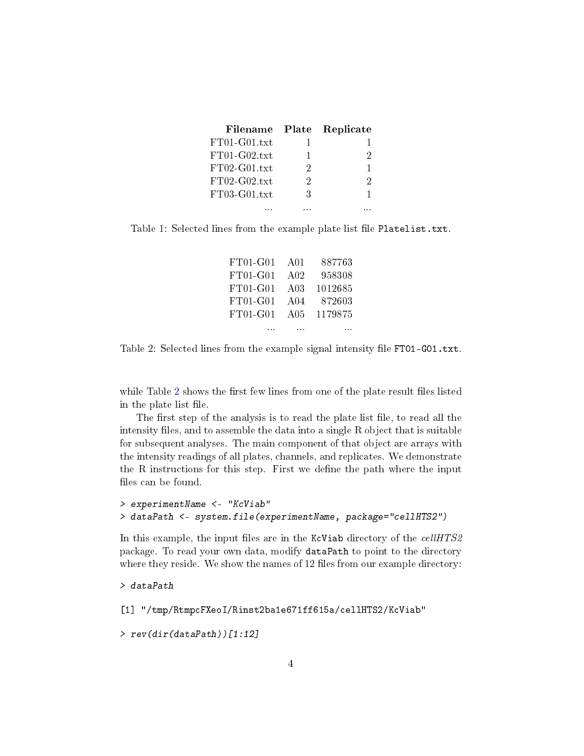| Filename | Plate | Replicate |
|---|---|---|
| FT01-G01.txt | 1 | 1 |
| FT01-G02.txt | 1 | 2 |
| FT02-G01.txt | 2 | 1 |
| FT02-G02.txt | 2 | 2 |
| FT03-G01.txt | 3 | 1 |
| ... | ... | ... |

Table 1: Selected lines from the example plate list file `Platelist.txt`.

| | | |
|---|---|---|
| FT01-G01 | A01 | 887763 |
| FT01-G01 | A02 | 958308 |
| FT01-G01 | A03 | 1012685 |
| FT01-G01 | A04 | 872603 |
| FT01-G01 | A05 | 1179875 |
| ... | ... | ... |

Table 2: Selected lines from the example signal intensity file `FT01-G01.txt`.

while Table 2 shows the first few lines from one of the plate result files listed in the plate list file.

The first step of the analysis is to read the plate list file, to read all the intensity files, and to assemble the data into a single R object that is suitable for subsequent analyses. The main component of that object are arrays with the intensity readings of all plates, channels, and replicates. We demonstrate the R instructions for this step. First we define the path where the input files can be found.

```
> experimentName <- "KcViab"
> dataPath <- system.file(experimentName, package="cellHTS2")
```

In this example, the input files are in the `KcViab` directory of the *cellHTS2* package. To read your own data, modify `dataPath` to point to the directory where they reside. We show the names of 12 files from our example directory:

```
> dataPath

[1] "/tmp/RtmpcFXeoI/Rinst2ba1e671ff615a/cellHTS2/KcViab"

> rev(dir(dataPath))[1:12]
```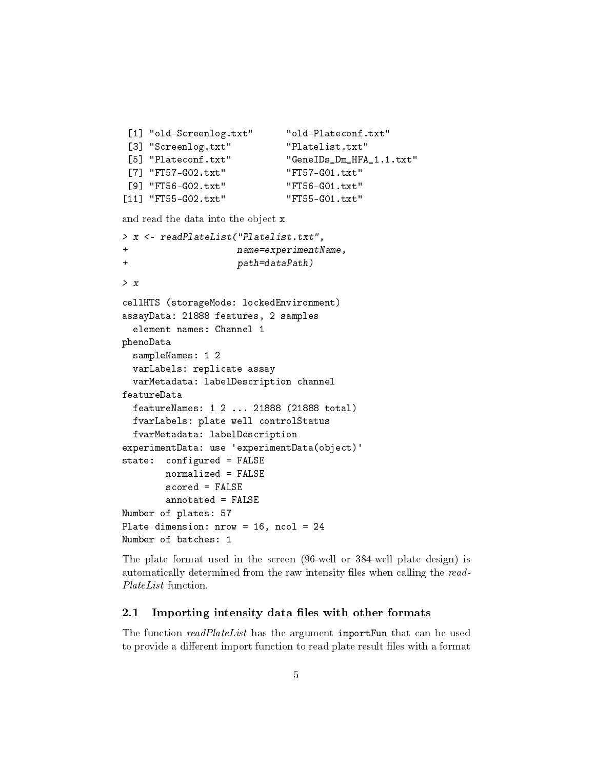```
 [1] "old-Screenlog.txt"      "old-Plateconf.txt"
 [3] "Screenlog.txt"          "Platelist.txt"
 [5] "Plateconf.txt"          "GeneIDs_Dm_HFA_1.1.txt"
 [7] "FT57-G02.txt"           "FT57-G01.txt"
 [9] "FT56-G02.txt"           "FT56-G01.txt"
[11] "FT55-G02.txt"           "FT55-G01.txt"
```

and read the data into the object x

```
> x <- readPlateList("Platelist.txt",
+                    name=experimentName,
+                    path=dataPath)
```

```
> x
cellHTS (storageMode: lockedEnvironment)
assayData: 21888 features, 2 samples
  element names: Channel 1
phenoData
  sampleNames: 1 2
  varLabels: replicate assay
  varMetadata: labelDescription channel
featureData
  featureNames: 1 2 ... 21888 (21888 total)
  fvarLabels: plate well controlStatus
  fvarMetadata: labelDescription
experimentData: use 'experimentData(object)'
state:  configured = FALSE
        normalized = FALSE
        scored = FALSE
        annotated = FALSE
Number of plates: 57
Plate dimension: nrow = 16, ncol = 24
Number of batches: 1
```

The plate format used in the screen (96-well or 384-well plate design) is automatically determined from the raw intensity files when calling the *readPlateList* function.

## 2.1 Importing intensity data files with other formats

The function *readPlateList* has the argument `importFun` that can be used to provide a different import function to read plate result files with a format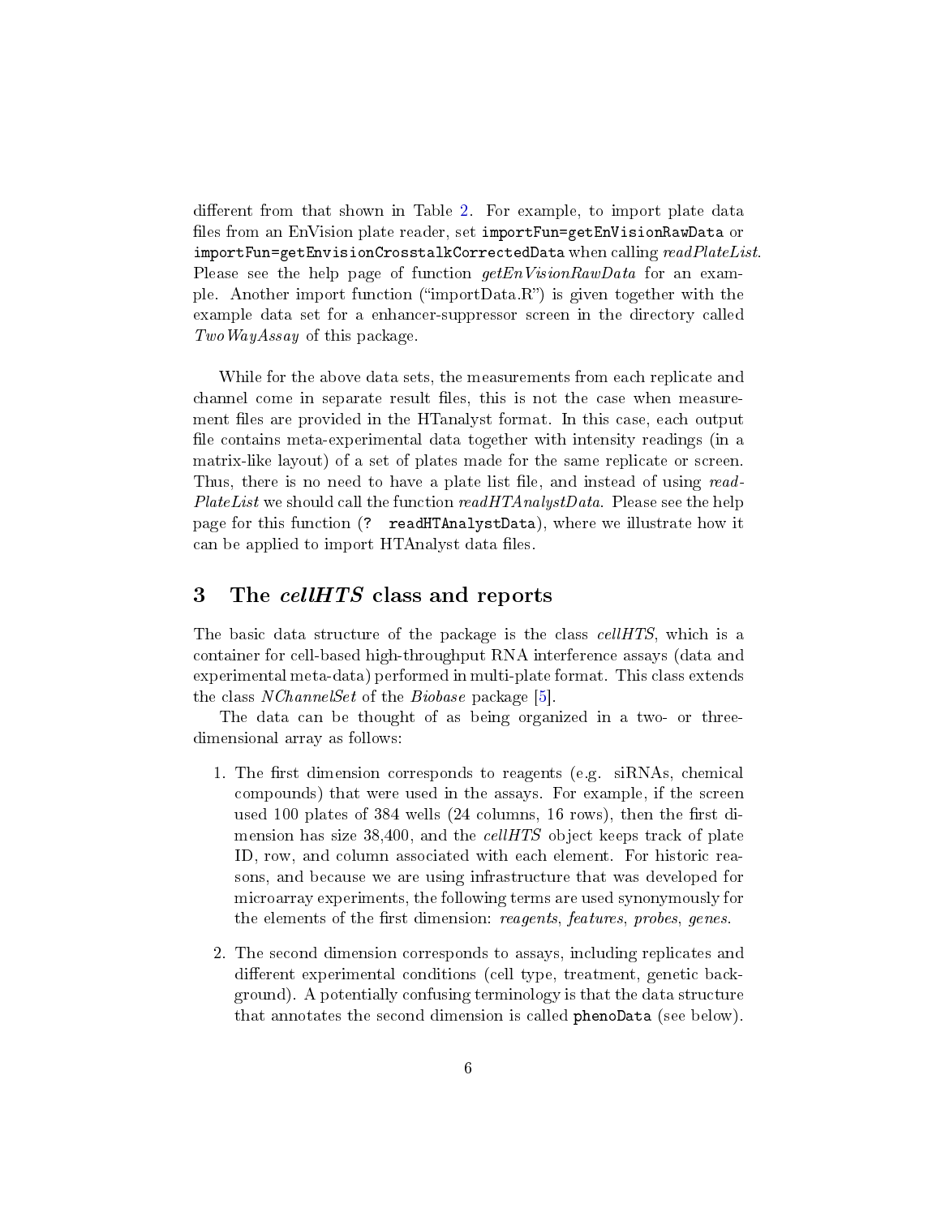different from that shown in Table 2. For example, to import plate data files from an EnVision plate reader, set `importFun=getEnVisionRawData` or `importFun=getEnvisionCrosstalkCorrectedData` when calling *readPlateList*. Please see the help page of function *getEnVisionRawData* for an example. Another import function ("importData.R") is given together with the example data set for a enhancer-suppressor screen in the directory called *TwoWayAssay* of this package.

While for the above data sets, the measurements from each replicate and channel come in separate result files, this is not the case when measurement files are provided in the HTanalyst format. In this case, each output file contains meta-experimental data together with intensity readings (in a matrix-like layout) of a set of plates made for the same replicate or screen. Thus, there is no need to have a plate list file, and instead of using *readPlateList* we should call the function *readHTAnalystData*. Please see the help page for this function (`? readHTAnalystData`), where we illustrate how it can be applied to import HTAnalyst data files.

## 3 The *cellHTS* class and reports

The basic data structure of the package is the class *cellHTS*, which is a container for cell-based high-throughput RNA interference assays (data and experimental meta-data) performed in multi-plate format. This class extends the class *NChannelSet* of the *Biobase* package [5].

The data can be thought of as being organized in a two- or three-dimensional array as follows:

1. The first dimension corresponds to reagents (e.g. siRNAs, chemical compounds) that were used in the assays. For example, if the screen used 100 plates of 384 wells (24 columns, 16 rows), then the first dimension has size 38,400, and the *cellHTS* object keeps track of plate ID, row, and column associated with each element. For historic reasons, and because we are using infrastructure that was developed for microarray experiments, the following terms are used synonymously for the elements of the first dimension: *reagents*, *features*, *probes*, *genes*.

2. The second dimension corresponds to assays, including replicates and different experimental conditions (cell type, treatment, genetic background). A potentially confusing terminology is that the data structure that annotates the second dimension is called `phenoData` (see below).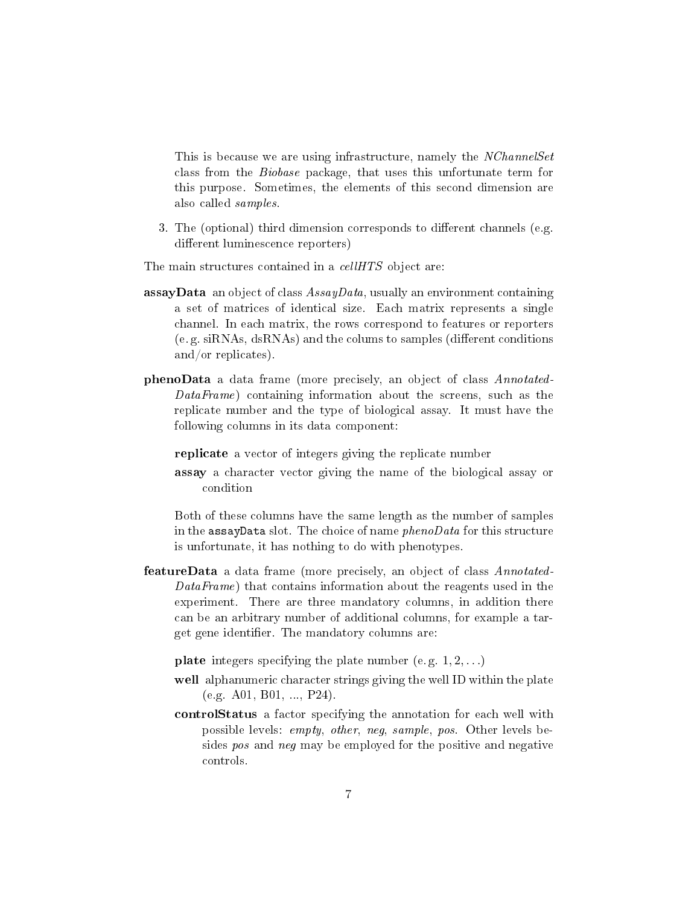This is because we are using infrastructure, namely the *NChannelSet* class from the *Biobase* package, that uses this unfortunate term for this purpose. Sometimes, the elements of this second dimension are also called *samples*.

3. The (optional) third dimension corresponds to different channels (e.g. different luminescence reporters)

The main structures contained in a *cellHTS* object are:

**assayData** an object of class *AssayData*, usually an environment containing a set of matrices of identical size. Each matrix represents a single channel. In each matrix, the rows correspond to features or reporters (e. g. siRNAs, dsRNAs) and the colums to samples (different conditions and/or replicates).

**phenoData** a data frame (more precisely, an object of class *AnnotatedDataFrame*) containing information about the screens, such as the replicate number and the type of biological assay. It must have the following columns in its data component:

- **replicate** a vector of integers giving the replicate number
- **assay** a character vector giving the name of the biological assay or condition

Both of these columns have the same length as the number of samples in the `assayData` slot. The choice of name *phenoData* for this structure is unfortunate, it has nothing to do with phenotypes.

**featureData** a data frame (more precisely, an object of class *AnnotatedDataFrame*) that contains information about the reagents used in the experiment. There are three mandatory columns, in addition there can be an arbitrary number of additional columns, for example a target gene identifier. The mandatory columns are:

- **plate** integers specifying the plate number (e. g. $1, 2, \ldots$)
- **well** alphanumeric character strings giving the well ID within the plate (e.g. A01, B01, ..., P24).
- **controlStatus** a factor specifying the annotation for each well with possible levels: *empty*, *other*, *neg*, *sample*, *pos*. Other levels besides *pos* and *neg* may be employed for the positive and negative controls.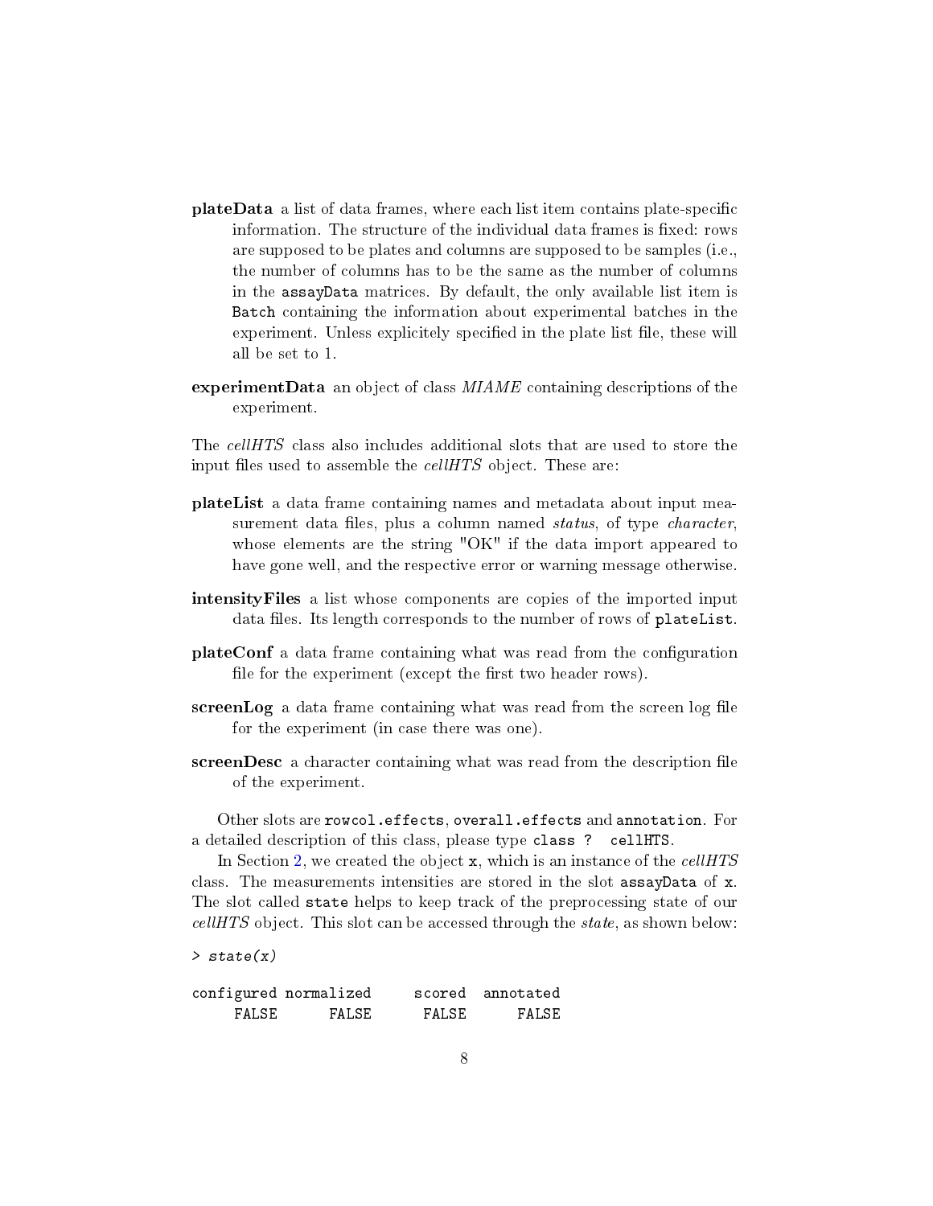**plateData** a list of data frames, where each list item contains plate-specific information. The structure of the individual data frames is fixed: rows are supposed to be plates and columns are supposed to be samples (i.e., the number of columns has to be the same as the number of columns in the `assayData` matrices. By default, the only available list item is `Batch` containing the information about experimental batches in the experiment. Unless explicitely specified in the plate list file, these will all be set to 1.

**experimentData** an object of class *MIAME* containing descriptions of the experiment.

The *cellHTS* class also includes additional slots that are used to store the input files used to assemble the *cellHTS* object. These are:

**plateList** a data frame containing names and metadata about input measurement data files, plus a column named *status*, of type *character*, whose elements are the string "OK" if the data import appeared to have gone well, and the respective error or warning message otherwise.

**intensityFiles** a list whose components are copies of the imported input data files. Its length corresponds to the number of rows of `plateList`.

**plateConf** a data frame containing what was read from the configuration file for the experiment (except the first two header rows).

**screenLog** a data frame containing what was read from the screen log file for the experiment (in case there was one).

**screenDesc** a character containing what was read from the description file of the experiment.

Other slots are `rowcol.effects`, `overall.effects` and `annotation`. For a detailed description of this class, please type `class ? cellHTS`.

In Section 2, we created the object `x`, which is an instance of the *cellHTS* class. The measurements intensities are stored in the slot `assayData` of `x`. The slot called `state` helps to keep track of the preprocessing state of our *cellHTS* object. This slot can be accessed through the *state*, as shown below:

```
> state(x)

configured normalized     scored  annotated
     FALSE      FALSE      FALSE      FALSE
```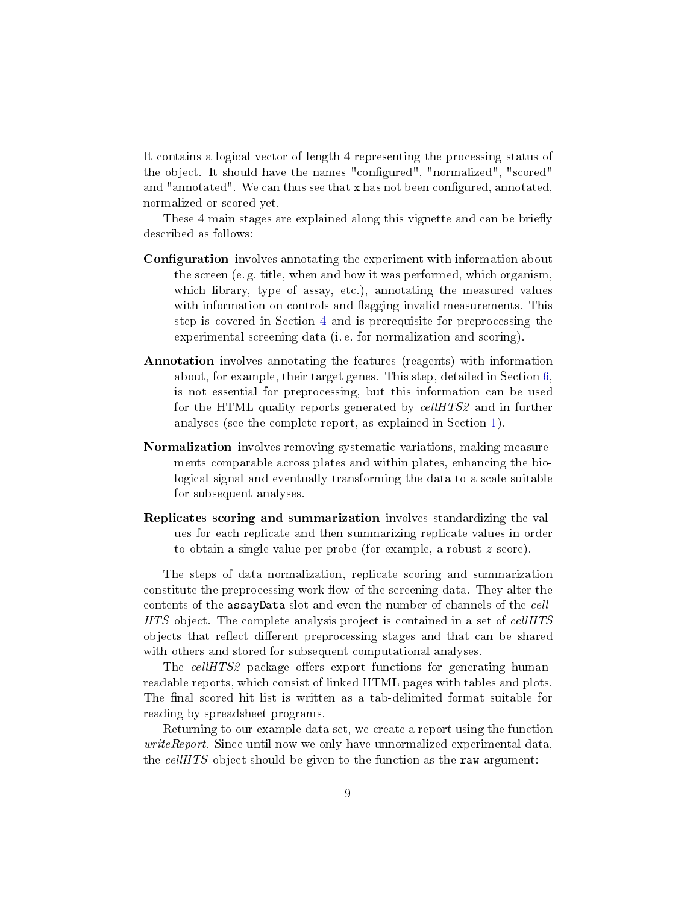It contains a logical vector of length 4 representing the processing status of the object. It should have the names "configured", "normalized", "scored" and "annotated". We can thus see that `x` has not been configured, annotated, normalized or scored yet.

These 4 main stages are explained along this vignette and can be briefly described as follows:

**Configuration** involves annotating the experiment with information about the screen (e. g. title, when and how it was performed, which organism, which library, type of assay, etc.), annotating the measured values with information on controls and flagging invalid measurements. This step is covered in Section 4 and is prerequisite for preprocessing the experimental screening data (i. e. for normalization and scoring).

**Annotation** involves annotating the features (reagents) with information about, for example, their target genes. This step, detailed in Section 6, is not essential for preprocessing, but this information can be used for the HTML quality reports generated by *cellHTS2* and in further analyses (see the complete report, as explained in Section 1).

**Normalization** involves removing systematic variations, making measurements comparable across plates and within plates, enhancing the biological signal and eventually transforming the data to a scale suitable for subsequent analyses.

**Replicates scoring and summarization** involves standardizing the values for each replicate and then summarizing replicate values in order to obtain a single-value per probe (for example, a robust $z$-score).

The steps of data normalization, replicate scoring and summarization constitute the preprocessing work-flow of the screening data. They alter the contents of the `assayData` slot and even the number of channels of the *cellHTS* object. The complete analysis project is contained in a set of *cellHTS* objects that reflect different preprocessing stages and that can be shared with others and stored for subsequent computational analyses.

The *cellHTS2* package offers export functions for generating human-readable reports, which consist of linked HTML pages with tables and plots. The final scored hit list is written as a tab-delimited format suitable for reading by spreadsheet programs.

Returning to our example data set, we create a report using the function *writeReport*. Since until now we only have unnormalized experimental data, the *cellHTS* object should be given to the function as the `raw` argument: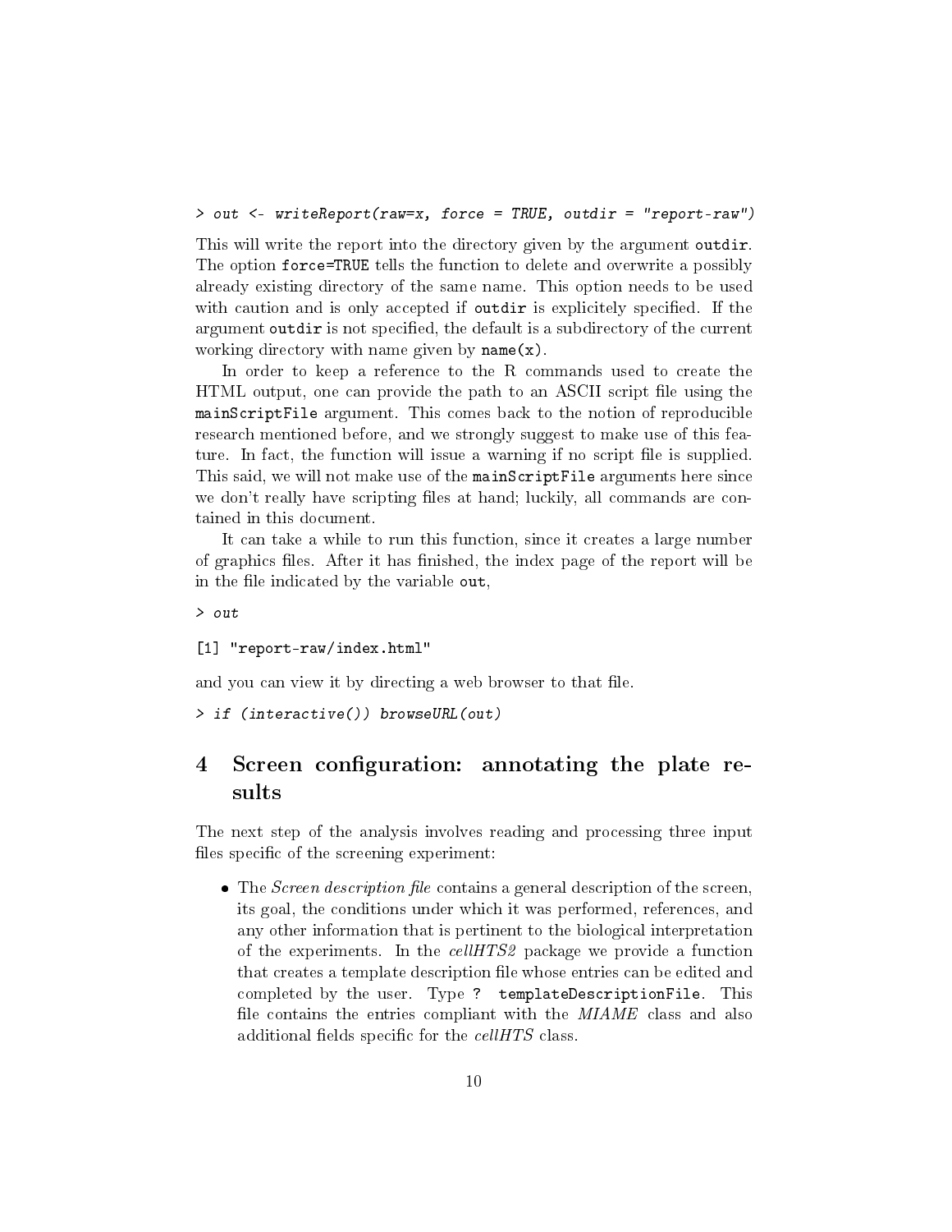```
> out <- writeReport(raw=x, force = TRUE, outdir = "report-raw")
```

This will write the report into the directory given by the argument `outdir`. The option `force=TRUE` tells the function to delete and overwrite a possibly already existing directory of the same name. This option needs to be used with caution and is only accepted if `outdir` is explicitely specified. If the argument `outdir` is not specified, the default is a subdirectory of the current working directory with name given by `name(x)`.

In order to keep a reference to the R commands used to create the HTML output, one can provide the path to an ASCII script file using the `mainScriptFile` argument. This comes back to the notion of reproducible research mentioned before, and we strongly suggest to make use of this feature. In fact, the function will issue a warning if no script file is supplied. This said, we will not make use of the `mainScriptFile` arguments here since we don't really have scripting files at hand; luckily, all commands are contained in this document.

It can take a while to run this function, since it creates a large number of graphics files. After it has finished, the index page of the report will be in the file indicated by the variable `out`,

```
> out

[1] "report-raw/index.html"
```

and you can view it by directing a web browser to that file.

```
> if (interactive()) browseURL(out)
```

# 4 Screen configuration: annotating the plate results

The next step of the analysis involves reading and processing three input files specific of the screening experiment:

- The *Screen description file* contains a general description of the screen, its goal, the conditions under which it was performed, references, and any other information that is pertinent to the biological interpretation of the experiments. In the *cellHTS2* package we provide a function that creates a template description file whose entries can be edited and completed by the user. Type `? templateDescriptionFile`. This file contains the entries compliant with the *MIAME* class and also additional fields specific for the *cellHTS* class.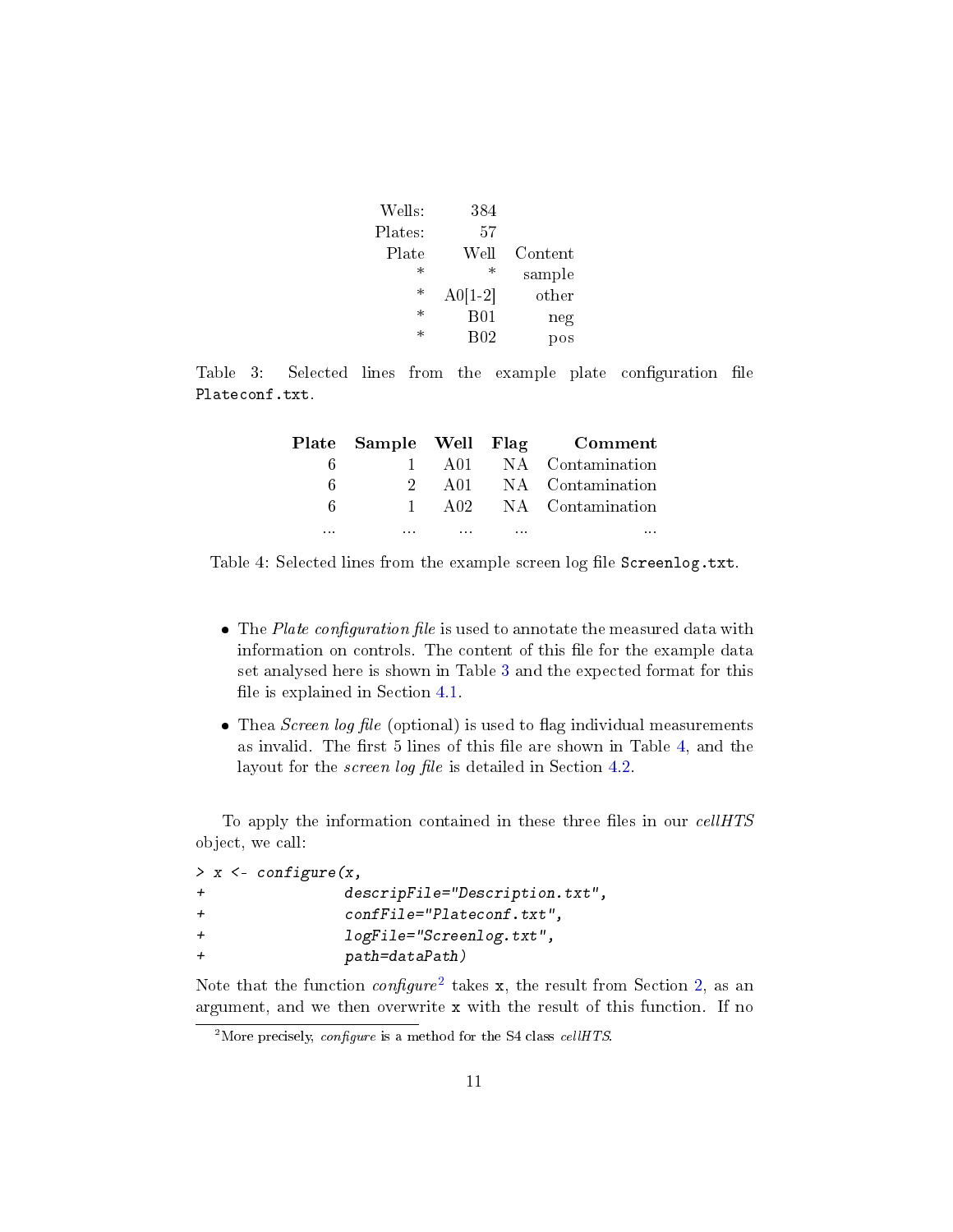| Wells: | 384 | |
|---|---|---|
| Plates: | 57 | |
| Plate | Well | Content |
| * | * | sample |
| * | A0[1-2] | other |
| * | B01 | neg |
| * | B02 | pos |

Table 3: Selected lines from the example plate configuration file `Plateconf.txt`.

| Plate | Sample | Well | Flag | Comment |
|---|---|---|---|---|
| 6 | 1 | A01 | NA | Contamination |
| 6 | 2 | A01 | NA | Contamination |
| 6 | 1 | A02 | NA | Contamination |
| ... | ... | ... | ... | ... |

Table 4: Selected lines from the example screen log file `Screenlog.txt`.

- The *Plate configuration file* is used to annotate the measured data with information on controls. The content of this file for the example data set analysed here is shown in Table 3 and the expected format for this file is explained in Section 4.1.
- Thea *Screen log file* (optional) is used to flag individual measurements as invalid. The first 5 lines of this file are shown in Table 4, and the layout for the *screen log file* is detailed in Section 4.2.

To apply the information contained in these three files in our *cellHTS* object, we call:

```
> x <- configure(x,
+                descripFile="Description.txt",
+                confFile="Plateconf.txt",
+                logFile="Screenlog.txt",
+                path=dataPath)
```

Note that the function *configure*[2] takes `x`, the result from Section 2, as an argument, and we then overwrite `x` with the result of this function. If no

[2] More precisely, *configure* is a method for the S4 class *cellHTS*.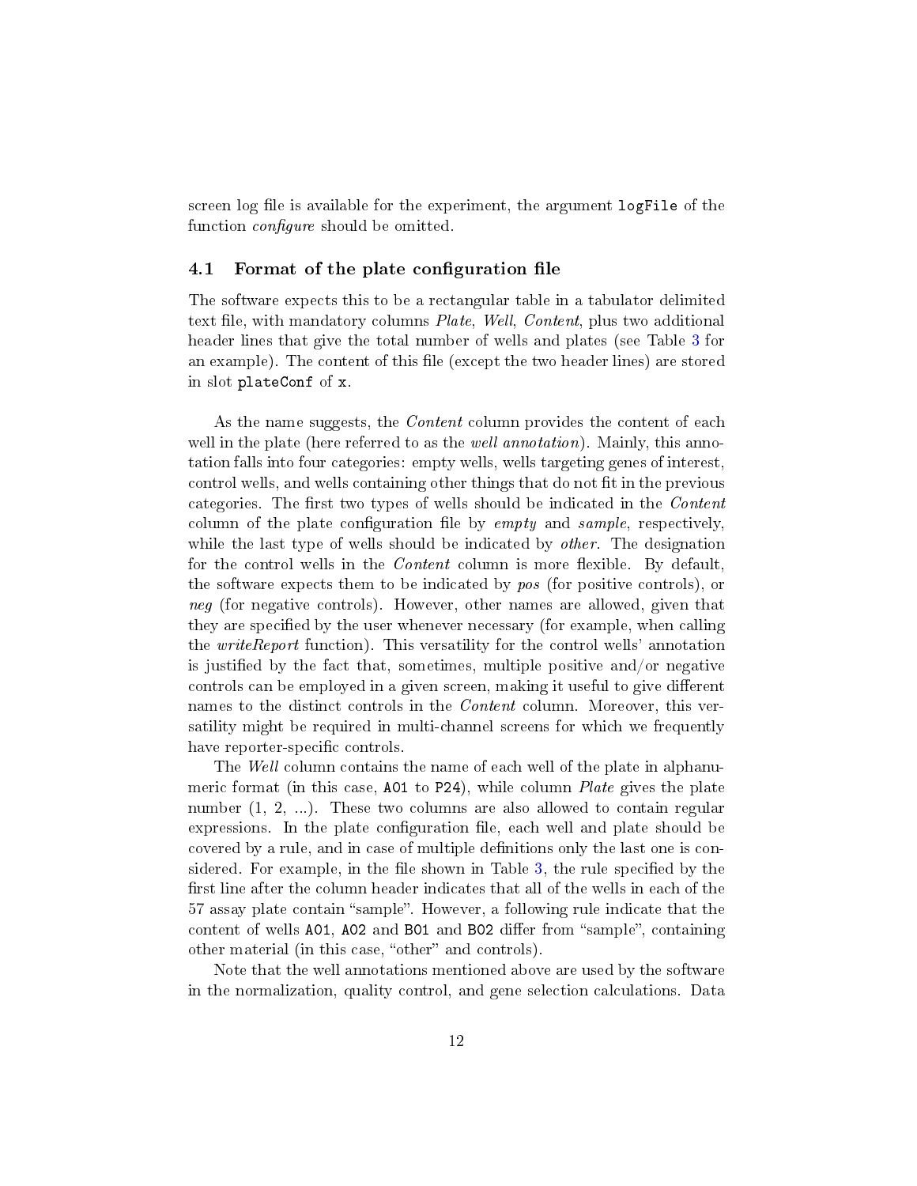screen log file is available for the experiment, the argument `logFile` of the function *configure* should be omitted.

### 4.1 Format of the plate configuration file

The software expects this to be a rectangular table in a tabulator delimited text file, with mandatory columns *Plate*, *Well*, *Content*, plus two additional header lines that give the total number of wells and plates (see Table 3 for an example). The content of this file (except the two header lines) are stored in slot `plateConf` of `x`.

As the name suggests, the *Content* column provides the content of each well in the plate (here referred to as the *well annotation*). Mainly, this annotation falls into four categories: empty wells, wells targeting genes of interest, control wells, and wells containing other things that do not fit in the previous categories. The first two types of wells should be indicated in the *Content* column of the plate configuration file by *empty* and *sample*, respectively, while the last type of wells should be indicated by *other*. The designation for the control wells in the *Content* column is more flexible. By default, the software expects them to be indicated by *pos* (for positive controls), or *neg* (for negative controls). However, other names are allowed, given that they are specified by the user whenever necessary (for example, when calling the *writeReport* function). This versatility for the control wells' annotation is justified by the fact that, sometimes, multiple positive and/or negative controls can be employed in a given screen, making it useful to give different names to the distinct controls in the *Content* column. Moreover, this versatility might be required in multi-channel screens for which we frequently have reporter-specific controls.

The *Well* column contains the name of each well of the plate in alphanumeric format (in this case, `A01` to `P24`), while column *Plate* gives the plate number (1, 2, ...). These two columns are also allowed to contain regular expressions. In the plate configuration file, each well and plate should be covered by a rule, and in case of multiple definitions only the last one is considered. For example, in the file shown in Table 3, the rule specified by the first line after the column header indicates that all of the wells in each of the 57 assay plate contain "sample". However, a following rule indicate that the content of wells `A01`, `A02` and `B01` and `B02` differ from "sample", containing other material (in this case, "other" and controls).

Note that the well annotations mentioned above are used by the software in the normalization, quality control, and gene selection calculations. Data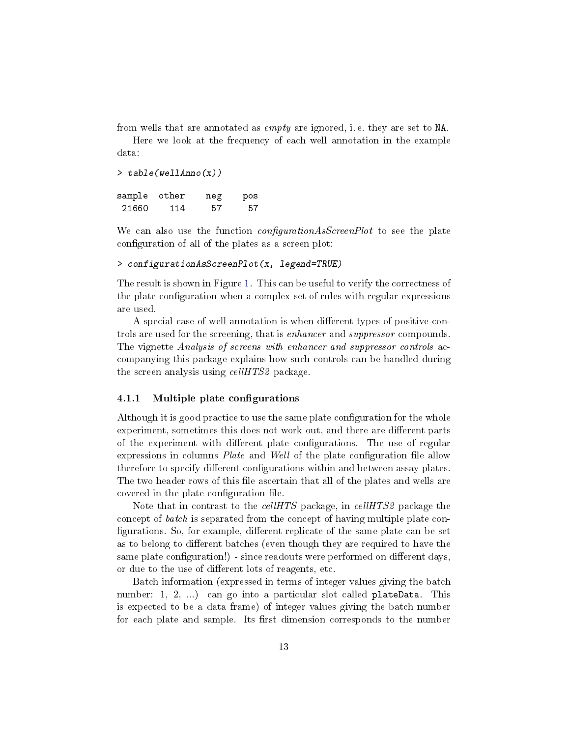from wells that are annotated as *empty* are ignored, i. e. they are set to `NA`.

Here we look at the frequency of each well annotation in the example data:

```
> table(wellAnno(x))

sample  other    neg    pos 
 21660    114     57     57 
```

We can also use the function *configurationAsScreenPlot* to see the plate configuration of all of the plates as a screen plot:

```
> configurationAsScreenPlot(x, legend=TRUE)
```

The result is shown in Figure 1. This can be useful to verify the correctness of the plate configuration when a complex set of rules with regular expressions are used.

A special case of well annotation is when different types of positive controls are used for the screening, that is *enhancer* and *suppressor* compounds. The vignette *Analysis of screens with enhancer and suppressor controls* accompanying this package explains how such controls can be handled during the screen analysis using *cellHTS2* package.

### 4.1.1 Multiple plate configurations

Although it is good practice to use the same plate configuration for the whole experiment, sometimes this does not work out, and there are different parts of the experiment with different plate configurations. The use of regular expressions in columns *Plate* and *Well* of the plate configuration file allow therefore to specify different configurations within and between assay plates. The two header rows of this file ascertain that all of the plates and wells are covered in the plate configuration file.

Note that in contrast to the *cellHTS* package, in *cellHTS2* package the concept of *batch* is separated from the concept of having multiple plate configurations. So, for example, different replicate of the same plate can be set as to belong to different batches (even though they are required to have the same plate configuration!) - since readouts were performed on different days, or due to the use of different lots of reagents, etc.

Batch information (expressed in terms of integer values giving the batch number: 1, 2, ...) can go into a particular slot called `plateData`. This is expected to be a data frame) of integer values giving the batch number for each plate and sample. Its first dimension corresponds to the number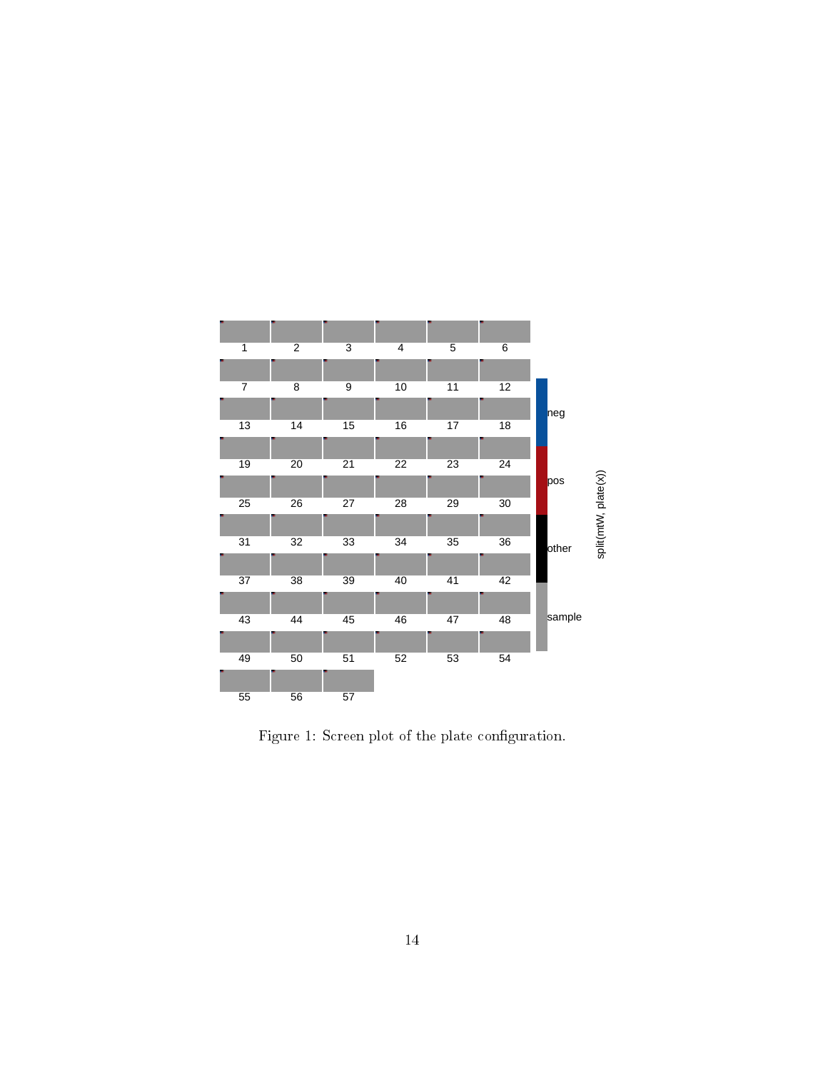Figure 1: Screen plot of the plate configuration.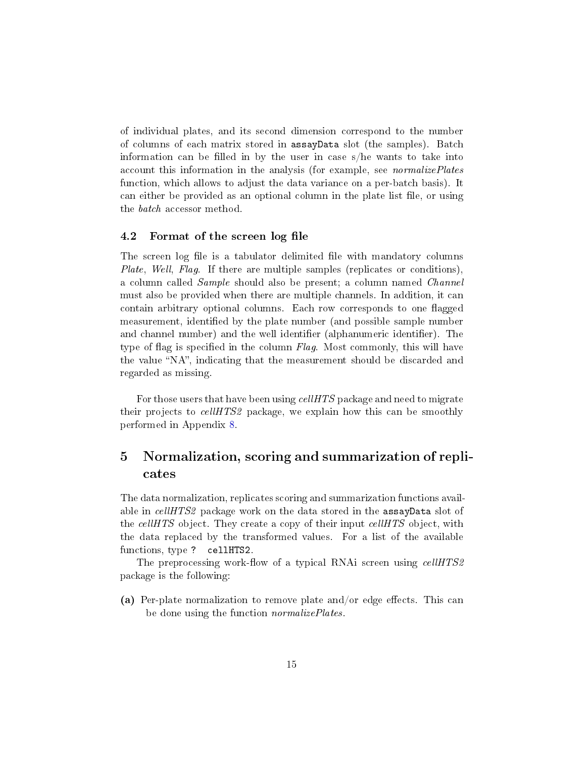of individual plates, and its second dimension correspond to the number of columns of each matrix stored in `assayData` slot (the samples). Batch information can be filled in by the user in case s/he wants to take into account this information in the analysis (for example, see *normalizePlates* function, which allows to adjust the data variance on a per-batch basis). It can either be provided as an optional column in the plate list file, or using the *batch* accessor method.

### 4.2 Format of the screen log file

The screen log file is a tabulator delimited file with mandatory columns *Plate*, *Well*, *Flag*. If there are multiple samples (replicates or conditions), a column called *Sample* should also be present; a column named *Channel* must also be provided when there are multiple channels. In addition, it can contain arbitrary optional columns. Each row corresponds to one flagged measurement, identified by the plate number (and possible sample number and channel number) and the well identifier (alphanumeric identifier). The type of flag is specified in the column *Flag*. Most commonly, this will have the value "NA", indicating that the measurement should be discarded and regarded as missing.

For those users that have been using *cellHTS* package and need to migrate their projects to *cellHTS2* package, we explain how this can be smoothly performed in Appendix 8.

## 5 Normalization, scoring and summarization of replicates

The data normalization, replicates scoring and summarization functions available in *cellHTS2* package work on the data stored in the `assayData` slot of the *cellHTS* object. They create a copy of their input *cellHTS* object, with the data replaced by the transformed values. For a list of the available functions, type `? cellHTS2`.

The preprocessing work-flow of a typical RNAi screen using *cellHTS2* package is the following:

**(a)** Per-plate normalization to remove plate and/or edge effects. This can be done using the function *normalizePlates*.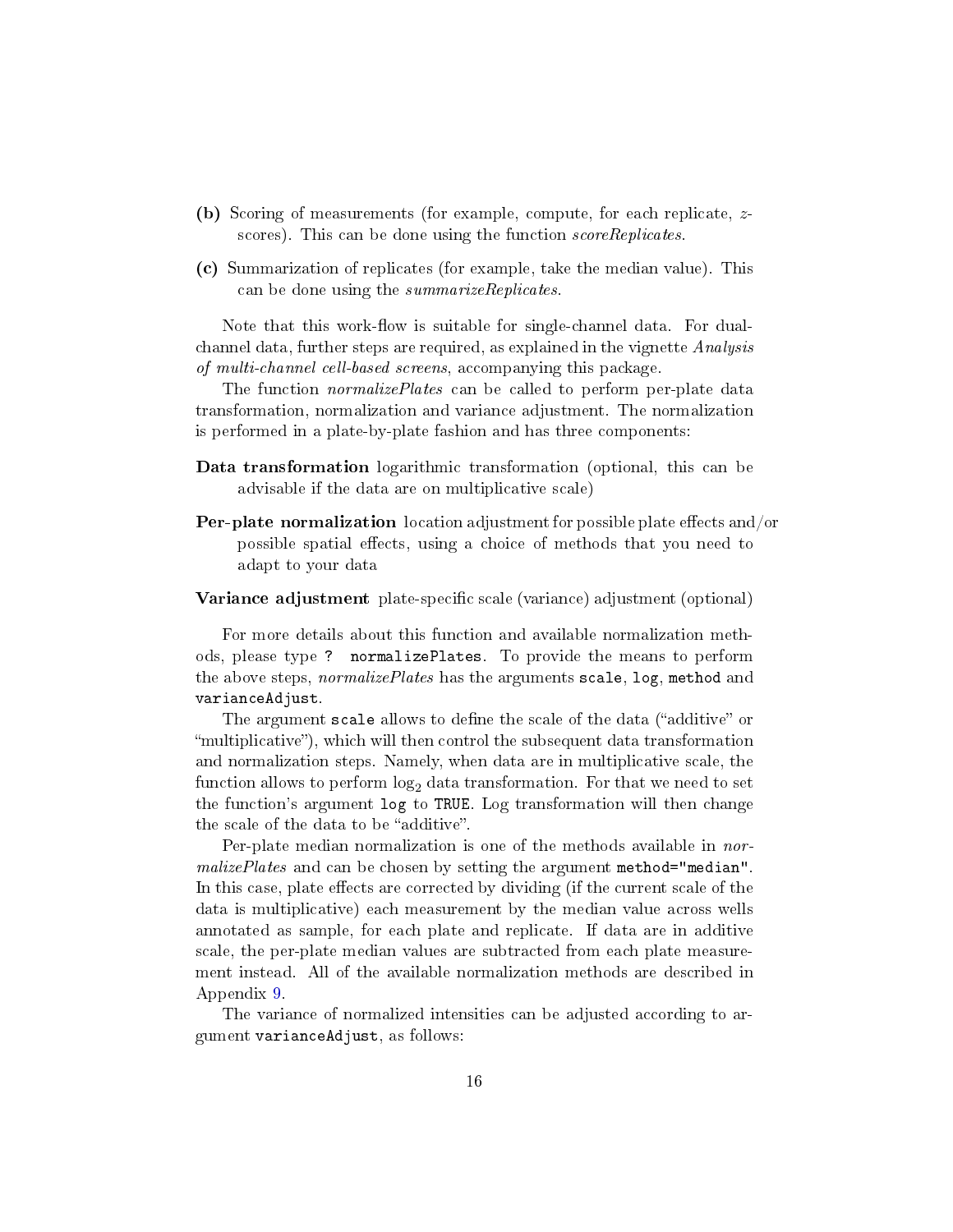**(b)** Scoring of measurements (for example, compute, for each replicate, *z*-scores). This can be done using the function *scoreReplicates*.

**(c)** Summarization of replicates (for example, take the median value). This can be done using the *summarizeReplicates*.

Note that this work-flow is suitable for single-channel data. For dual-channel data, further steps are required, as explained in the vignette *Analysis of multi-channel cell-based screens*, accompanying this package.

The function *normalizePlates* can be called to perform per-plate data transformation, normalization and variance adjustment. The normalization is performed in a plate-by-plate fashion and has three components:

**Data transformation** logarithmic transformation (optional, this can be advisable if the data are on multiplicative scale)

**Per-plate normalization** location adjustment for possible plate effects and/or possible spatial effects, using a choice of methods that you need to adapt to your data

**Variance adjustment** plate-specific scale (variance) adjustment (optional)

For more details about this function and available normalization methods, please type `? normalizePlates`. To provide the means to perform the above steps, *normalizePlates* has the arguments `scale`, `log`, `method` and `varianceAdjust`.

The argument `scale` allows to define the scale of the data ("additive" or "multiplicative"), which will then control the subsequent data transformation and normalization steps. Namely, when data are in multiplicative scale, the function allows to perform $\log_2$ data transformation. For that we need to set the function's argument `log` to `TRUE`. Log transformation will then change the scale of the data to be "additive".

Per-plate median normalization is one of the methods available in *normalizePlates* and can be chosen by setting the argument `method="median"`. In this case, plate effects are corrected by dividing (if the current scale of the data is multiplicative) each measurement by the median value across wells annotated as sample, for each plate and replicate. If data are in additive scale, the per-plate median values are subtracted from each plate measurement instead. All of the available normalization methods are described in Appendix 9.

The variance of normalized intensities can be adjusted according to argument `varianceAdjust`, as follows: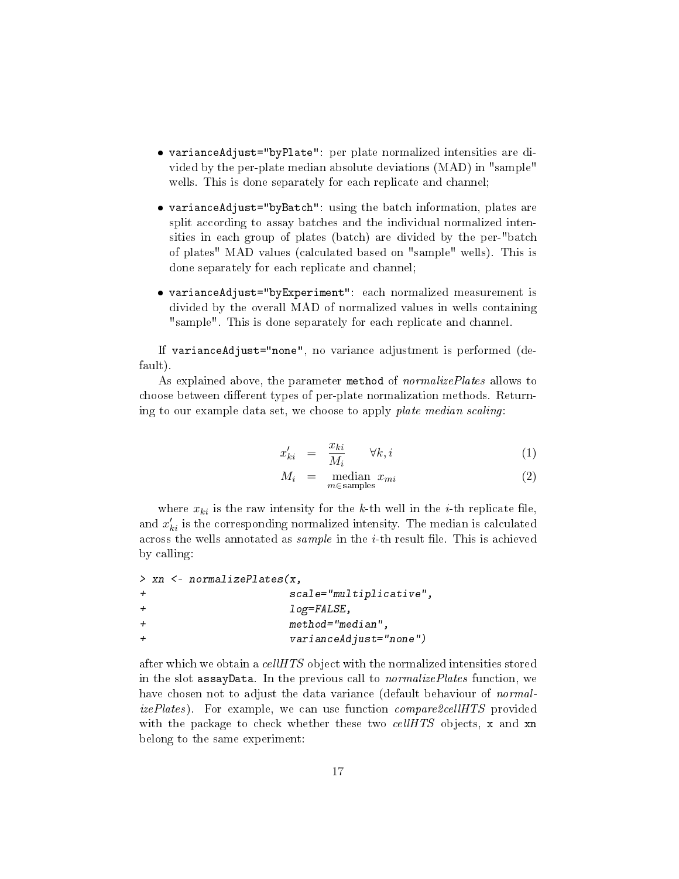- `varianceAdjust="byPlate"`: per plate normalized intensities are divided by the per-plate median absolute deviations (MAD) in "sample" wells. This is done separately for each replicate and channel;
- `varianceAdjust="byBatch"`: using the batch information, plates are split according to assay batches and the individual normalized intensities in each group of plates (batch) are divided by the per-"batch of plates" MAD values (calculated based on "sample" wells). This is done separately for each replicate and channel;
- `varianceAdjust="byExperiment"`: each normalized measurement is divided by the overall MAD of normalized values in wells containing "sample". This is done separately for each replicate and channel.

If `varianceAdjust="none"`, no variance adjustment is performed (default).

As explained above, the parameter `method` of *normalizePlates* allows to choose between different types of per-plate normalization methods. Returning to our example data set, we choose to apply *plate median scaling*:

$$x'_{ki} = \frac{x_{ki}}{M_i} \qquad \forall k, i \tag{1}$$

$$M_i = \operatorname*{median}_{m \in \text{samples}} x_{mi} \tag{2}$$

where $x_{ki}$ is the raw intensity for the $k$-th well in the $i$-th replicate file, and $x'_{ki}$ is the corresponding normalized intensity. The median is calculated across the wells annotated as *sample* in the $i$-th result file. This is achieved by calling:

```
> xn <- normalizePlates(x,
+                       scale="multiplicative",
+                       log=FALSE,
+                       method="median",
+                       varianceAdjust="none")
```

after which we obtain a *cellHTS* object with the normalized intensities stored in the slot `assayData`. In the previous call to *normalizePlates* function, we have chosen not to adjust the data variance (default behaviour of *normalizePlates*). For example, we can use function *compare2cellHTS* provided with the package to check whether these two *cellHTS* objects, `x` and `xn` belong to the same experiment: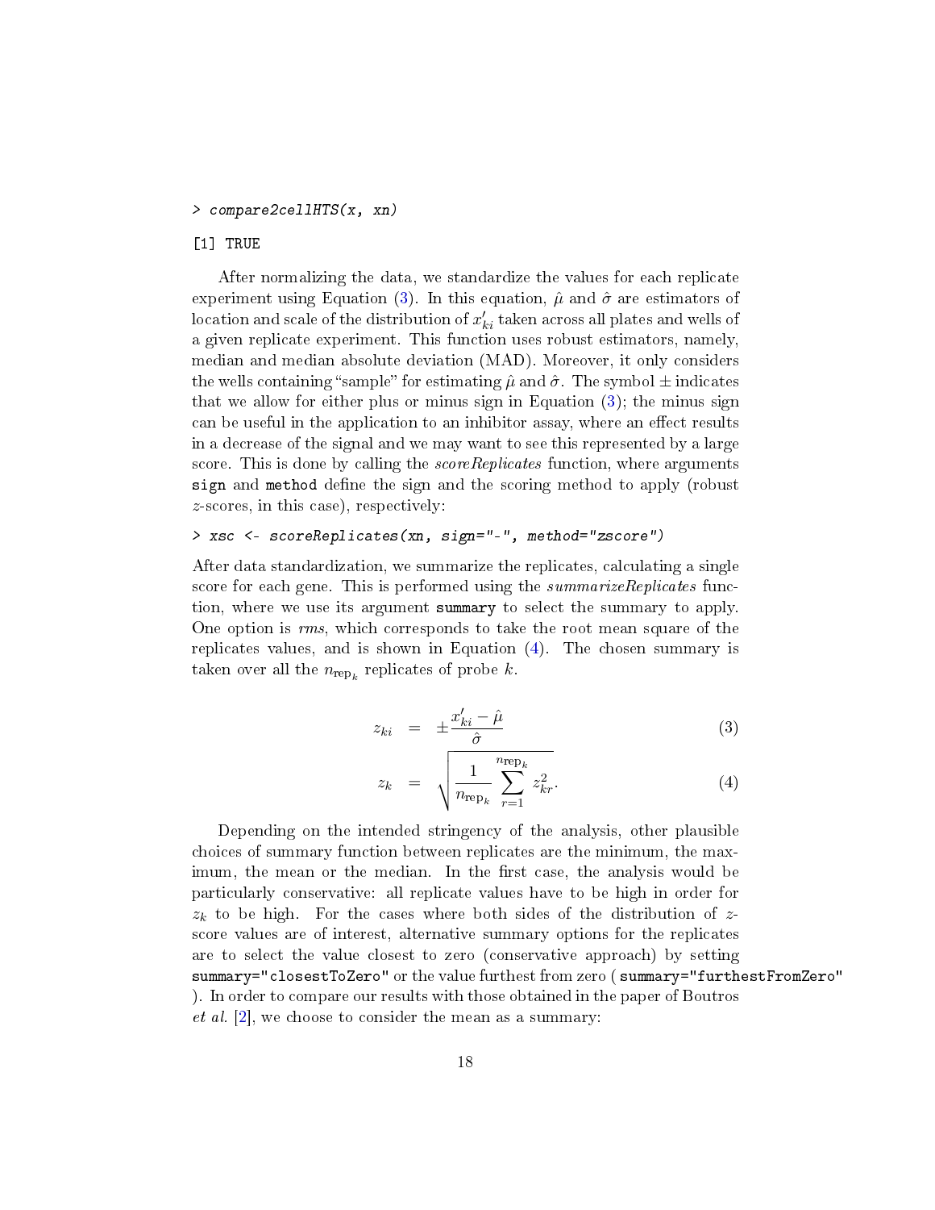```
> compare2cellHTS(x, xn)
[1] TRUE
```

After normalizing the data, we standardize the values for each replicate experiment using Equation (3). In this equation, $\hat{\mu}$ and $\hat{\sigma}$ are estimators of location and scale of the distribution of $x'_{ki}$ taken across all plates and wells of a given replicate experiment. This function uses robust estimators, namely, median and median absolute deviation (MAD). Moreover, it only considers the wells containing "sample" for estimating $\hat{\mu}$ and $\hat{\sigma}$. The symbol $\pm$ indicates that we allow for either plus or minus sign in Equation (3); the minus sign can be useful in the application to an inhibitor assay, where an effect results in a decrease of the signal and we may want to see this represented by a large score. This is done by calling the *scoreReplicates* function, where arguments `sign` and `method` define the sign and the scoring method to apply (robust $z$-scores, in this case), respectively:

```
> xsc <- scoreReplicates(xn, sign="-", method="zscore")
```

After data standardization, we summarize the replicates, calculating a single score for each gene. This is performed using the *summarizeReplicates* function, where we use its argument `summary` to select the summary to apply. One option is *rms*, which corresponds to take the root mean square of the replicates values, and is shown in Equation (4). The chosen summary is taken over all the $n_{\text{rep}_k}$ replicates of probe $k$.

$$z_{ki} = \pm \frac{x'_{ki} - \hat{\mu}}{\hat{\sigma}} \tag{3}$$

$$z_k = \sqrt{\frac{1}{n_{\text{rep}_k}} \sum_{r=1}^{n_{\text{rep}_k}} z_{kr}^2}. \tag{4}$$

Depending on the intended stringency of the analysis, other plausible choices of summary function between replicates are the minimum, the maximum, the mean or the median. In the first case, the analysis would be particularly conservative: all replicate values have to be high in order for $z_k$ to be high. For the cases where both sides of the distribution of $z$-score values are of interest, alternative summary options for the replicates are to select the value closest to zero (conservative approach) by setting `summary="closestToZero"` or the value furthest from zero ( `summary="furthestFromZero"` ). In order to compare our results with those obtained in the paper of Boutros *et al.* [2], we choose to consider the mean as a summary: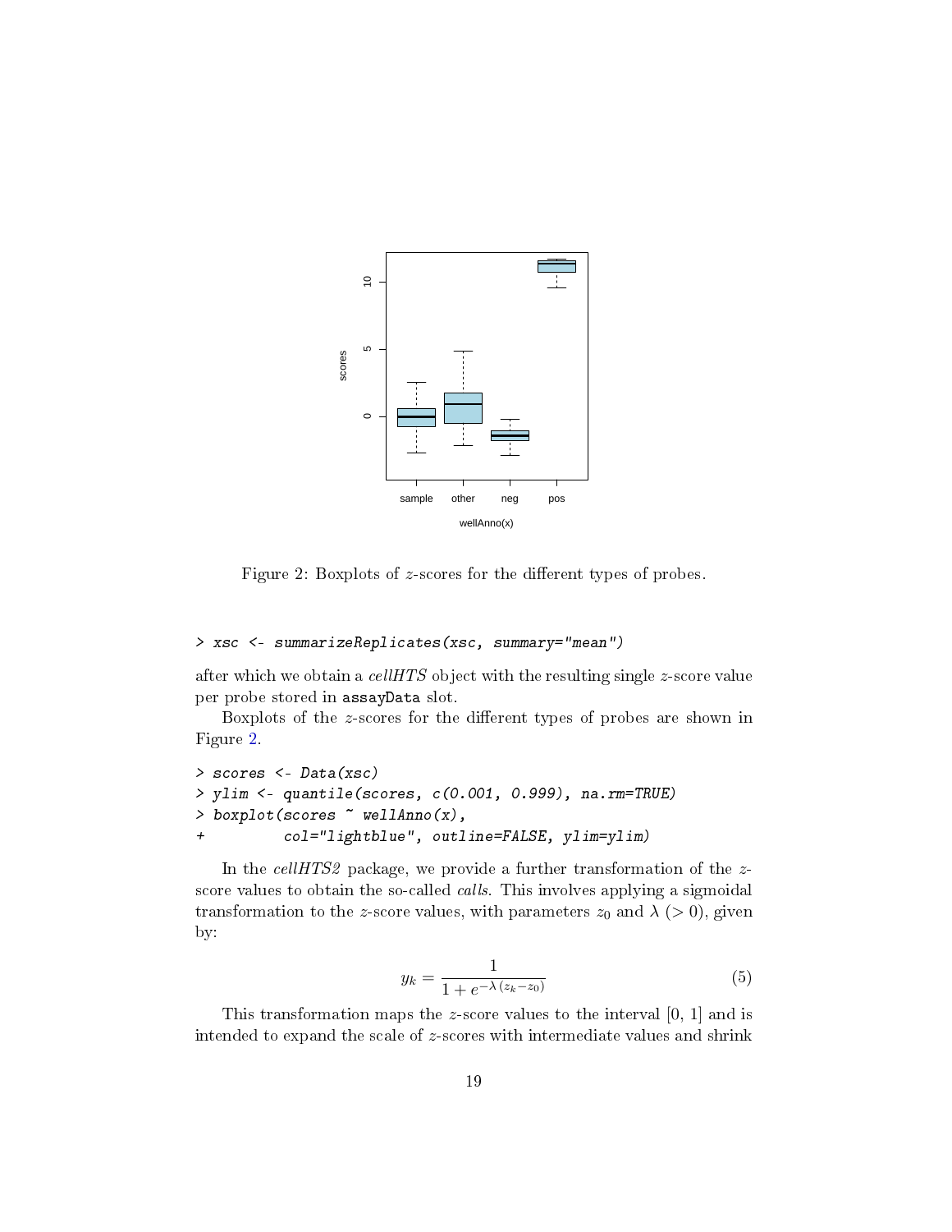Figure 2: Boxplots of $z$-scores for the different types of probes.

```
> xsc <- summarizeReplicates(xsc, summary="mean")
```

after which we obtain a *cellHTS* object with the resulting single $z$-score value per probe stored in `assayData` slot.

Boxplots of the $z$-scores for the different types of probes are shown in Figure 2.

```
> scores <- Data(xsc)
> ylim <- quantile(scores, c(0.001, 0.999), na.rm=TRUE)
> boxplot(scores ~ wellAnno(x),
+         col="lightblue", outline=FALSE, ylim=ylim)
```

In the *cellHTS2* package, we provide a further transformation of the $z$-score values to obtain the so-called *calls*. This involves applying a sigmoidal transformation to the $z$-score values, with parameters $z_0$ and $\lambda$ ($> 0$), given by:

$$y_k = \frac{1}{1 + e^{-\lambda\,(z_k - z_0)}} \tag{5}$$

This transformation maps the $z$-score values to the interval [0, 1] and is intended to expand the scale of $z$-scores with intermediate values and shrink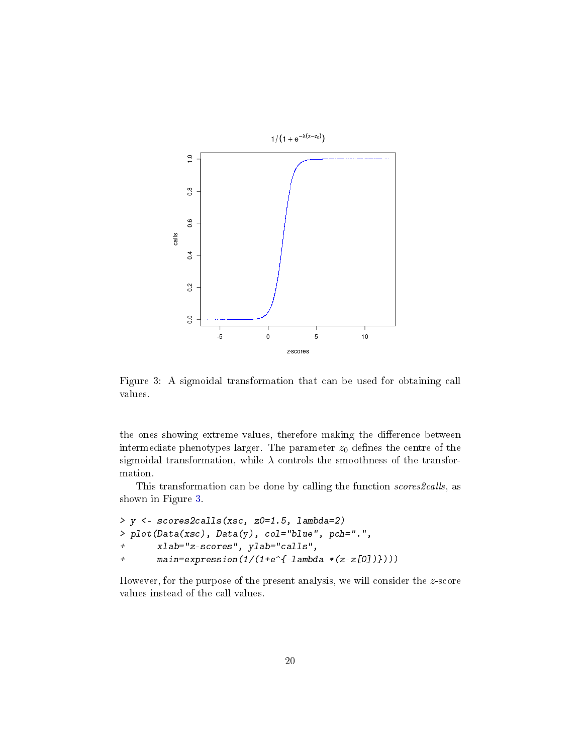Figure 3: A sigmoidal transformation that can be used for obtaining call values.

the ones showing extreme values, therefore making the difference between intermediate phenotypes larger. The parameter $z_0$ defines the centre of the sigmoidal transformation, while $\lambda$ controls the smoothness of the transformation.

This transformation can be done by calling the function *scores2calls*, as shown in Figure 3.

```
> y <- scores2calls(xsc, z0=1.5, lambda=2)
> plot(Data(xsc), Data(y), col="blue", pch=".",
+      xlab="z-scores", ylab="calls",
+      main=expression(1/(1+e^{-lambda *(z-z[0])})))
```

However, for the purpose of the present analysis, we will consider the $z$-score values instead of the call values.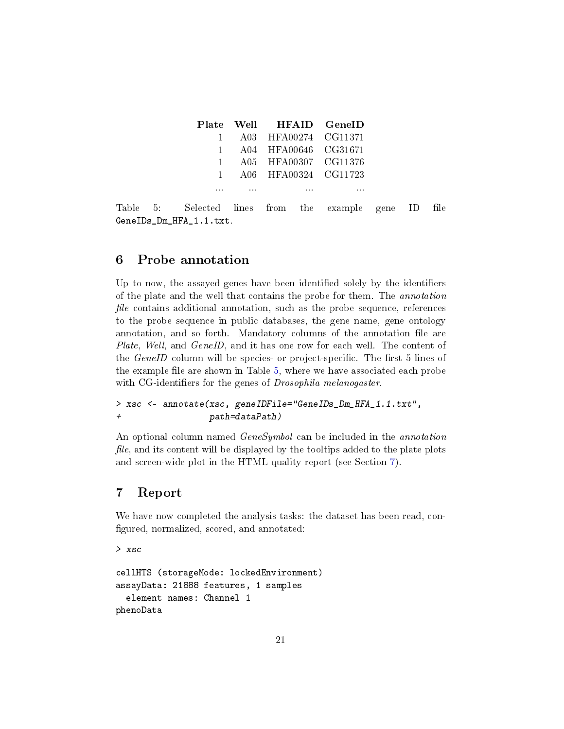| Plate | Well | HFAID | GeneID |
|---|---|---|---|
| 1 | A03 | HFA00274 | CG11371 |
| 1 | A04 | HFA00646 | CG31671 |
| 1 | A05 | HFA00307 | CG11376 |
| 1 | A06 | HFA00324 | CG11723 |
| ... | ... | ... | ... |

Table 5: Selected lines from the example gene ID file `GeneIDs_Dm_HFA_1.1.txt`.

## 6 Probe annotation

Up to now, the assayed genes have been identified solely by the identifiers of the plate and the well that contains the probe for them. The *annotation file* contains additional annotation, such as the probe sequence, references to the probe sequence in public databases, the gene name, gene ontology annotation, and so forth. Mandatory columns of the annotation file are *Plate*, *Well*, and *GeneID*, and it has one row for each well. The content of the *GeneID* column will be species- or project-specific. The first 5 lines of the example file are shown in Table 5, where we have associated each probe with CG-identifiers for the genes of *Drosophila melanogaster*.

```
> xsc <- annotate(xsc, geneIDFile="GeneIDs_Dm_HFA_1.1.txt",
+                 path=dataPath)
```

An optional column named *GeneSymbol* can be included in the *annotation file*, and its content will be displayed by the tooltips added to the plate plots and screen-wide plot in the HTML quality report (see Section 7).

## 7 Report

We have now completed the analysis tasks: the dataset has been read, configured, normalized, scored, and annotated:

```
> xsc

cellHTS (storageMode: lockedEnvironment)
assayData: 21888 features, 1 samples
  element names: Channel 1
phenoData
```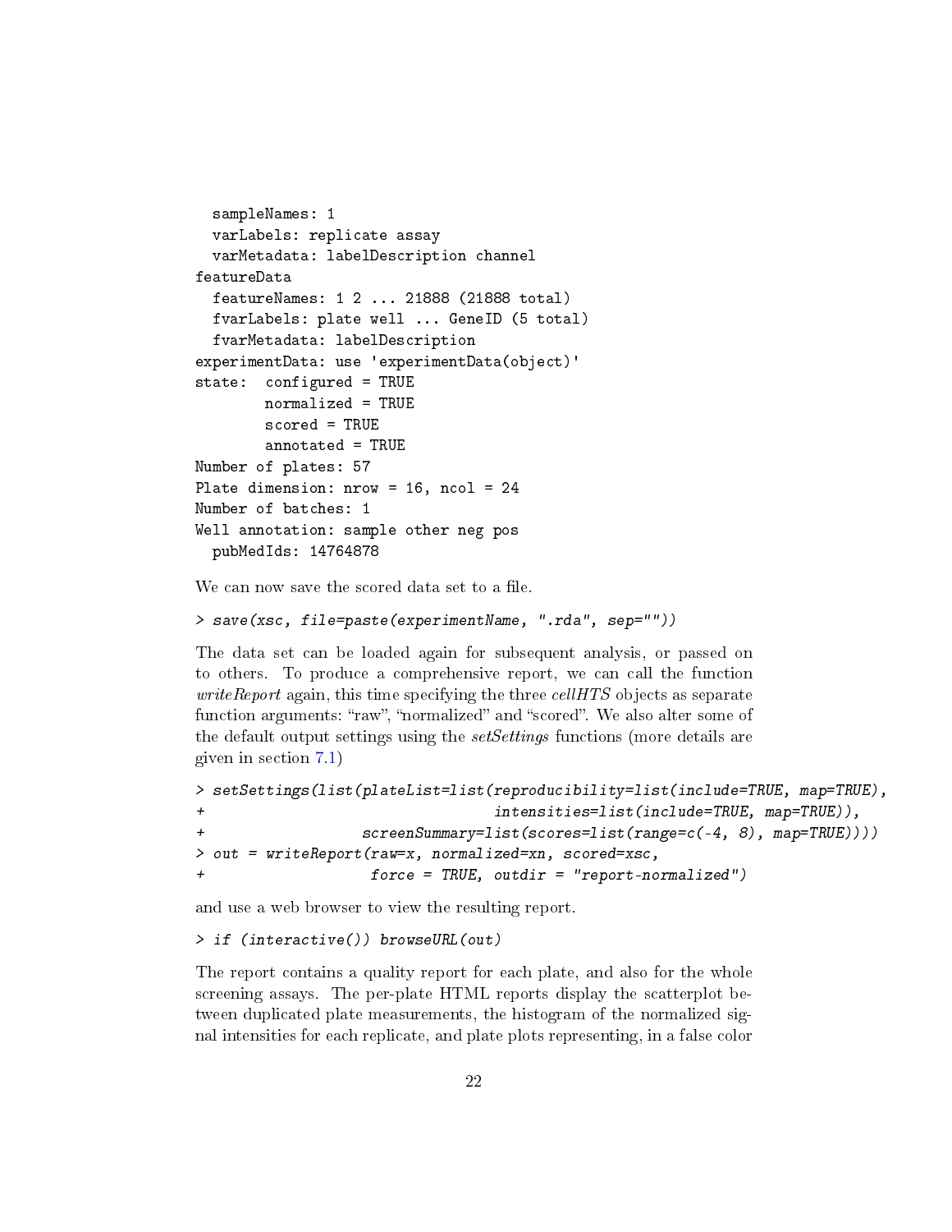```
  sampleNames: 1
  varLabels: replicate assay
  varMetadata: labelDescription channel
featureData
  featureNames: 1 2 ... 21888 (21888 total)
  fvarLabels: plate well ... GeneID (5 total)
  fvarMetadata: labelDescription
experimentData: use 'experimentData(object)'
state:  configured = TRUE
        normalized = TRUE
        scored = TRUE
        annotated = TRUE
Number of plates: 57
Plate dimension: nrow = 16, ncol = 24
Number of batches: 1
Well annotation: sample other neg pos
  pubMedIds: 14764878
```

We can now save the scored data set to a file.

```
> save(xsc, file=paste(experimentName, ".rda", sep=""))
```

The data set can be loaded again for subsequent analysis, or passed on to others. To produce a comprehensive report, we can call the function *writeReport* again, this time specifying the three *cellHTS* objects as separate function arguments: "raw", "normalized" and "scored". We also alter some of the default output settings using the *setSettings* functions (more details are given in section 7.1)

```
> setSettings(list(plateList=list(reproducibility=list(include=TRUE, map=TRUE),
+                                 intensities=list(include=TRUE, map=TRUE)),
+                  screenSummary=list(scores=list(range=c(-4, 8), map=TRUE))))
> out = writeReport(raw=x, normalized=xn, scored=xsc,
+                   force = TRUE, outdir = "report-normalized")
```

and use a web browser to view the resulting report.

```
> if (interactive()) browseURL(out)
```

The report contains a quality report for each plate, and also for the whole screening assays. The per-plate HTML reports display the scatterplot between duplicated plate measurements, the histogram of the normalized signal intensities for each replicate, and plate plots representing, in a false color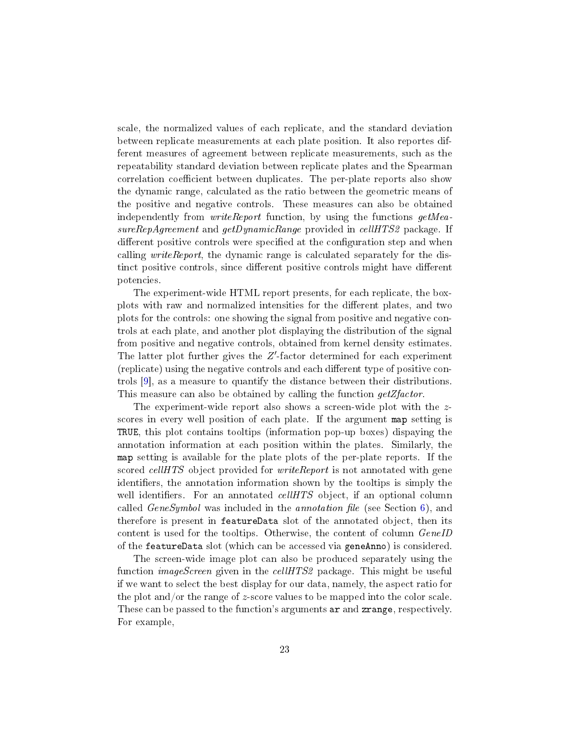scale, the normalized values of each replicate, and the standard deviation between replicate measurements at each plate position. It also reportes different measures of agreement between replicate measurements, such as the repeatability standard deviation between replicate plates and the Spearman correlation coefficient between duplicates. The per-plate reports also show the dynamic range, calculated as the ratio between the geometric means of the positive and negative controls. These measures can also be obtained independently from *writeReport* function, by using the functions *getMeasureRepAgreement* and *getDynamicRange* provided in *cellHTS2* package. If different positive controls were specified at the configuration step and when calling *writeReport*, the dynamic range is calculated separately for the distinct positive controls, since different positive controls might have different potencies.

The experiment-wide HTML report presents, for each replicate, the boxplots with raw and normalized intensities for the different plates, and two plots for the controls: one showing the signal from positive and negative controls at each plate, and another plot displaying the distribution of the signal from positive and negative controls, obtained from kernel density estimates. The latter plot further gives the $Z'$-factor determined for each experiment (replicate) using the negative controls and each different type of positive controls [9], as a measure to quantify the distance between their distributions. This measure can also be obtained by calling the function *getZfactor*.

The experiment-wide report also shows a screen-wide plot with the $z$-scores in every well position of each plate. If the argument `map` setting is `TRUE`, this plot contains tooltips (information pop-up boxes) dispaying the annotation information at each position within the plates. Similarly, the `map` setting is available for the plate plots of the per-plate reports. If the scored *cellHTS* object provided for *writeReport* is not annotated with gene identifiers, the annotation information shown by the tooltips is simply the well identifiers. For an annotated *cellHTS* object, if an optional column called *GeneSymbol* was included in the *annotation file* (see Section 6), and therefore is present in `featureData` slot of the annotated object, then its content is used for the tooltips. Otherwise, the content of column *GeneID* of the `featureData` slot (which can be accessed via `geneAnno`) is considered.

The screen-wide image plot can also be produced separately using the function *imageScreen* given in the *cellHTS2* package. This might be useful if we want to select the best display for our data, namely, the aspect ratio for the plot and/or the range of $z$-score values to be mapped into the color scale. These can be passed to the function's arguments `ar` and `zrange`, respectively. For example,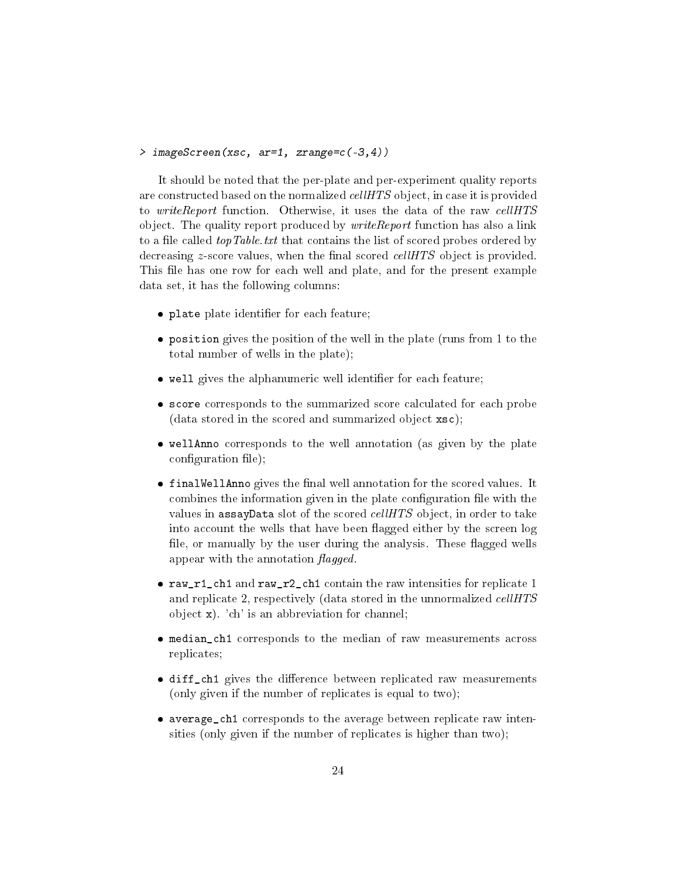```
> imageScreen(xsc, ar=1, zrange=c(-3,4))
```

It should be noted that the per-plate and per-experiment quality reports are constructed based on the normalized *cellHTS* object, in case it is provided to *writeReport* function. Otherwise, it uses the data of the raw *cellHTS* object. The quality report produced by *writeReport* function has also a link to a file called *topTable.txt* that contains the list of scored probes ordered by decreasing *z*-score values, when the final scored *cellHTS* object is provided. This file has one row for each well and plate, and for the present example data set, it has the following columns:

- `plate` plate identifier for each feature;
- `position` gives the position of the well in the plate (runs from 1 to the total number of wells in the plate);
- `well` gives the alphanumeric well identifier for each feature;
- `score` corresponds to the summarized score calculated for each probe (data stored in the scored and summarized object `xsc`);
- `wellAnno` corresponds to the well annotation (as given by the plate configuration file);
- `finalWellAnno` gives the final well annotation for the scored values. It combines the information given in the plate configuration file with the values in `assayData` slot of the scored *cellHTS* object, in order to take into account the wells that have been flagged either by the screen log file, or manually by the user during the analysis. These flagged wells appear with the annotation *flagged*.
- `raw_r1_ch1` and `raw_r2_ch1` contain the raw intensities for replicate 1 and replicate 2, respectively (data stored in the unnormalized *cellHTS* object `x`). 'ch' is an abbreviation for channel;
- `median_ch1` corresponds to the median of raw measurements across replicates;
- `diff_ch1` gives the difference between replicated raw measurements (only given if the number of replicates is equal to two);
- `average_ch1` corresponds to the average between replicate raw intensities (only given if the number of replicates is higher than two);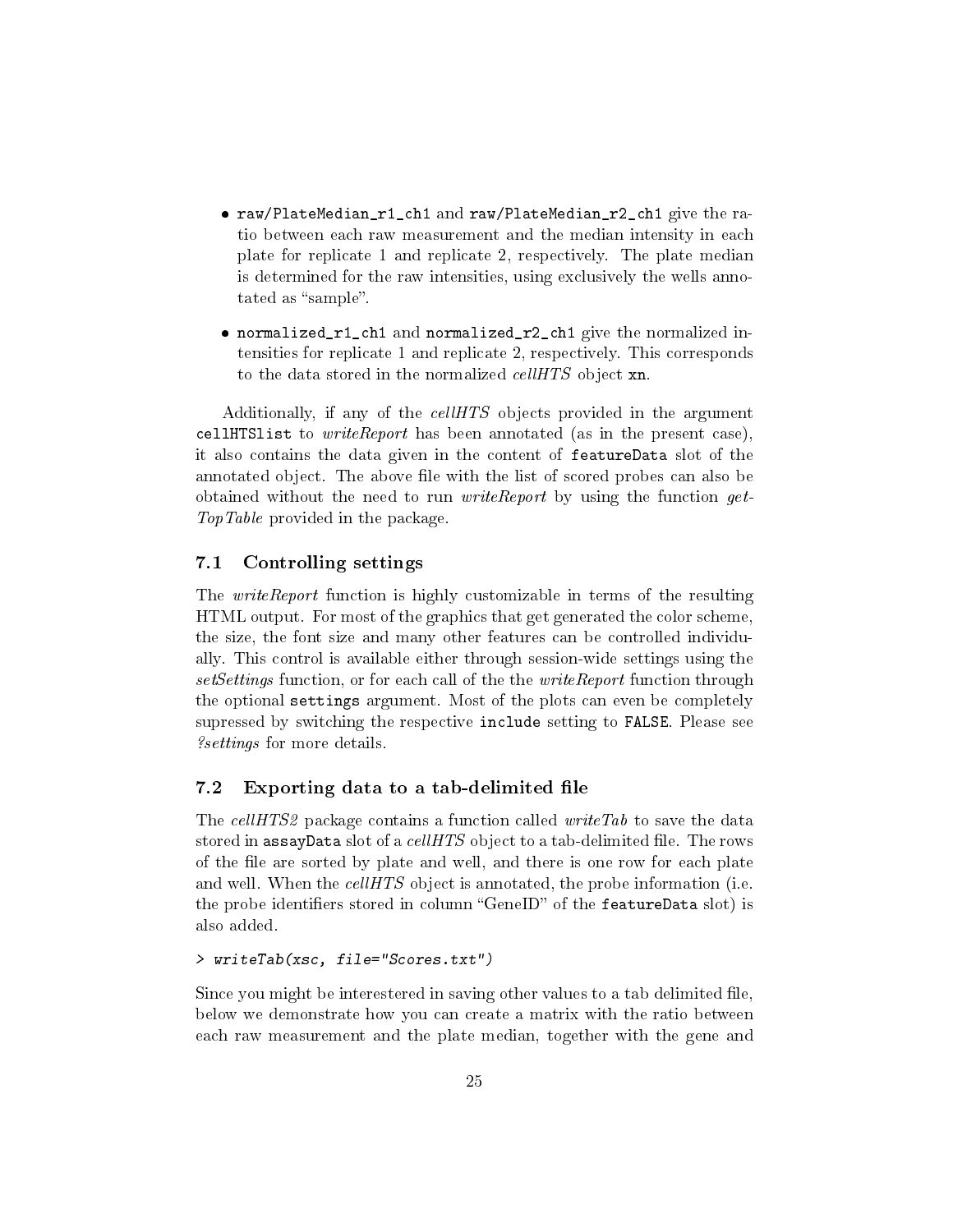- `raw/PlateMedian_r1_ch1` and `raw/PlateMedian_r2_ch1` give the ratio between each raw measurement and the median intensity in each plate for replicate 1 and replicate 2, respectively. The plate median is determined for the raw intensities, using exclusively the wells annotated as "sample".
- `normalized_r1_ch1` and `normalized_r2_ch1` give the normalized intensities for replicate 1 and replicate 2, respectively. This corresponds to the data stored in the normalized *cellHTS* object `xn`.

Additionally, if any of the *cellHTS* objects provided in the argument `cellHTSlist` to *writeReport* has been annotated (as in the present case), it also contains the data given in the content of `featureData` slot of the annotated object. The above file with the list of scored probes can also be obtained without the need to run *writeReport* by using the function *getTopTable* provided in the package.

## 7.1 Controlling settings

The *writeReport* function is highly customizable in terms of the resulting HTML output. For most of the graphics that get generated the color scheme, the size, the font size and many other features can be controlled individually. This control is available either through session-wide settings using the *setSettings* function, or for each call of the the *writeReport* function through the optional `settings` argument. Most of the plots can even be completely supressed by switching the respective `include` setting to `FALSE`. Please see *?settings* for more details.

## 7.2 Exporting data to a tab-delimited file

The *cellHTS2* package contains a function called *writeTab* to save the data stored in `assayData` slot of a *cellHTS* object to a tab-delimited file. The rows of the file are sorted by plate and well, and there is one row for each plate and well. When the *cellHTS* object is annotated, the probe information (i.e. the probe identifiers stored in column "GeneID" of the `featureData` slot) is also added.

```
> writeTab(xsc, file="Scores.txt")
```

Since you might be interestered in saving other values to a tab delimited file, below we demonstrate how you can create a matrix with the ratio between each raw measurement and the plate median, together with the gene and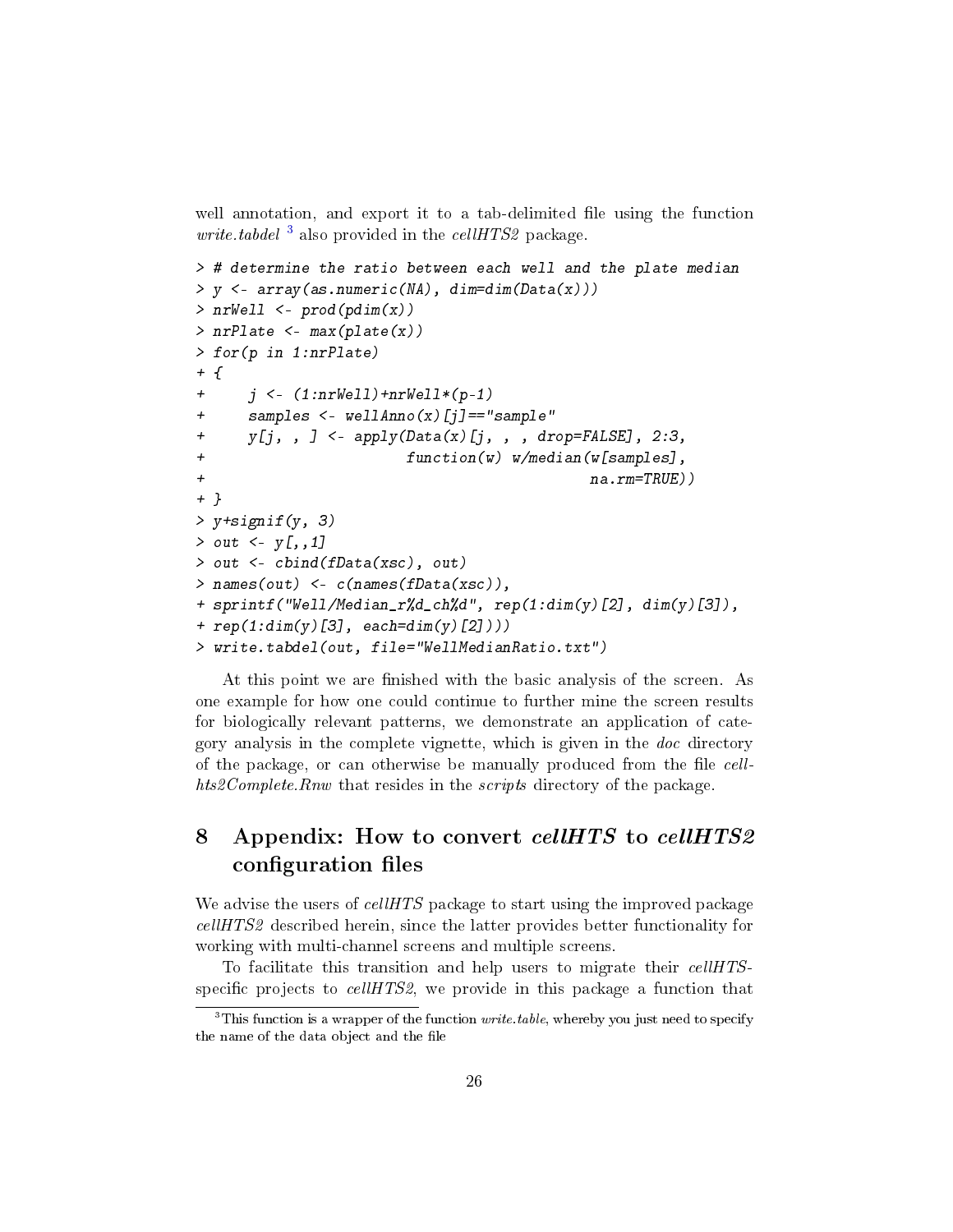well annotation, and export it to a tab-delimited file using the function *write.tabdel* [3] also provided in the *cellHTS2* package.

```
> # determine the ratio between each well and the plate median
> y <- array(as.numeric(NA), dim=dim(Data(x)))
> nrWell <- prod(pdim(x))
> nrPlate <- max(plate(x))
> for(p in 1:nrPlate)
+ {
+     j <- (1:nrWell)+nrWell*(p-1)
+     samples <- wellAnno(x)[j]=="sample"
+     y[j, , ] <- apply(Data(x)[j, , , drop=FALSE], 2:3,
+                       function(w) w/median(w[samples],
+                                           na.rm=TRUE))
+ }
> y+signif(y, 3)
> out <- y[,,1]
> out <- cbind(fData(xsc), out)
> names(out) <- c(names(fData(xsc)),
+ sprintf("Well/Median_r%d_ch%d", rep(1:dim(y)[2], dim(y)[3]),
+ rep(1:dim(y)[3], each=dim(y)[2])))
> write.tabdel(out, file="WellMedianRatio.txt")
```

At this point we are finished with the basic analysis of the screen. As one example for how one could continue to further mine the screen results for biologically relevant patterns, we demonstrate an application of category analysis in the complete vignette, which is given in the *doc* directory of the package, or can otherwise be manually produced from the file *cellhts2Complete.Rnw* that resides in the *scripts* directory of the package.

# 8 Appendix: How to convert *cellHTS* to *cellHTS2* configuration files

We advise the users of *cellHTS* package to start using the improved package *cellHTS2* described herein, since the latter provides better functionality for working with multi-channel screens and multiple screens.

To facilitate this transition and help users to migrate their *cellHTS*-specific projects to *cellHTS2*, we provide in this package a function that

[3] This function is a wrapper of the function *write.table*, whereby you just need to specify the name of the data object and the file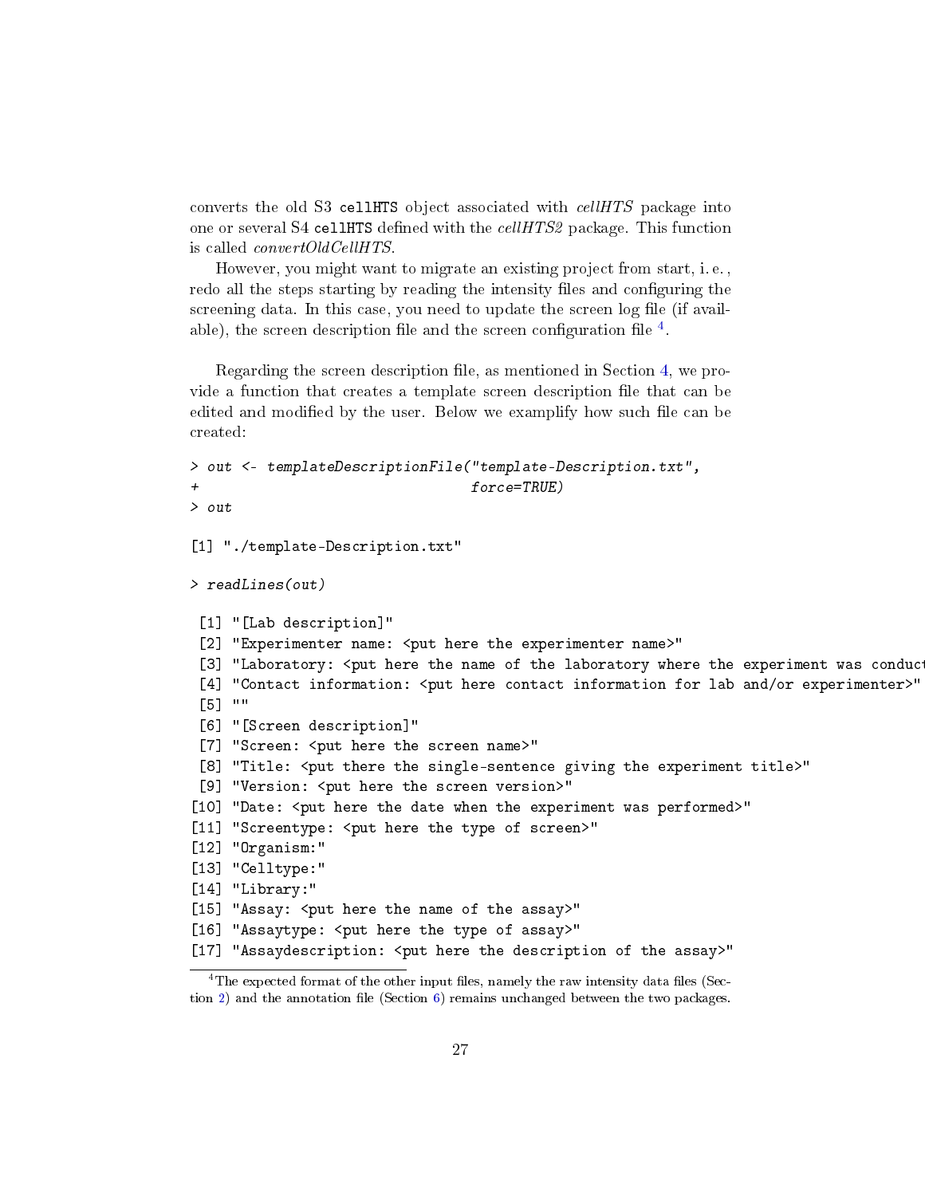converts the old S3 `cellHTS` object associated with *cellHTS* package into one or several S4 `cellHTS` defined with the *cellHTS2* package. This function is called *convertOldCellHTS*.

However, you might want to migrate an existing project from start, i. e., redo all the steps starting by reading the intensity files and configuring the screening data. In this case, you need to update the screen log file (if available), the screen description file and the screen configuration file [4].

Regarding the screen description file, as mentioned in Section 4, we provide a function that creates a template screen description file that can be edited and modified by the user. Below we examplify how such file can be created:

```
> out <- templateDescriptionFile("template-Description.txt",
+                                force=TRUE)
> out

[1] "./template-Description.txt"

> readLines(out)

 [1] "[Lab description]"
 [2] "Experimenter name: <put here the experimenter name>"
 [3] "Laboratory: <put here the name of the laboratory where the experiment was conduct
 [4] "Contact information: <put here contact information for lab and/or experimenter>"
 [5] ""
 [6] "[Screen description]"
 [7] "Screen: <put here the screen name>"
 [8] "Title: <put there the single-sentence giving the experiment title>"
 [9] "Version: <put here the screen version>"
[10] "Date: <put here the date when the experiment was performed>"
[11] "Screentype: <put here the type of screen>"
[12] "Organism:"
[13] "Celltype:"
[14] "Library:"
[15] "Assay: <put here the name of the assay>"
[16] "Assaytype: <put here the type of assay>"
[17] "Assaydescription: <put here the description of the assay>"
```

[4] The expected format of the other input files, namely the raw intensity data files (Section 2) and the annotation file (Section 6) remains unchanged between the two packages.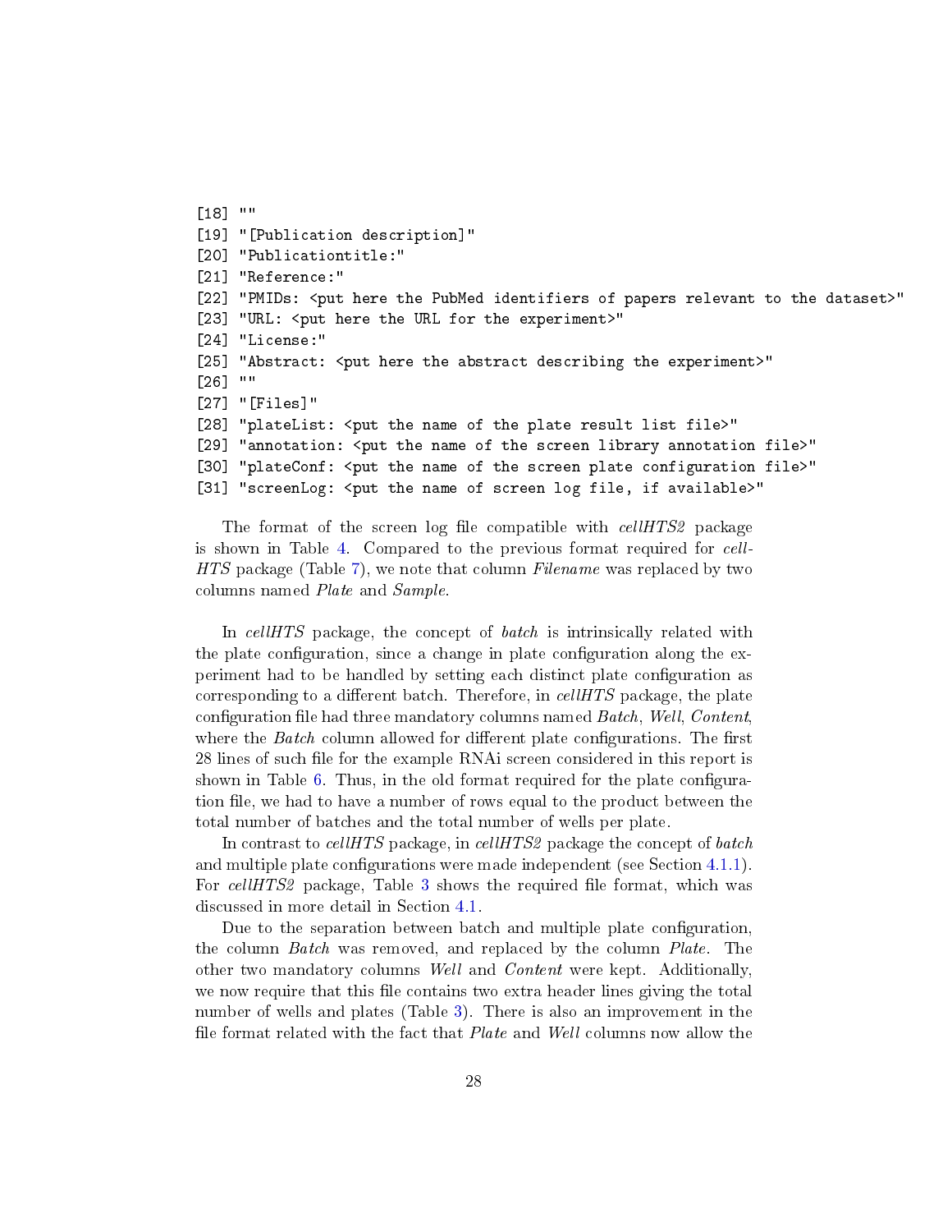```
[18] ""
[19] "[Publication description]"
[20] "Publicationtitle:"
[21] "Reference:"
[22] "PMIDs: <put here the PubMed identifiers of papers relevant to the dataset>"
[23] "URL: <put here the URL for the experiment>"
[24] "License:"
[25] "Abstract: <put here the abstract describing the experiment>"
[26] ""
[27] "[Files]"
[28] "plateList: <put the name of the plate result list file>"
[29] "annotation: <put the name of the screen library annotation file>"
[30] "plateConf: <put the name of the screen plate configuration file>"
[31] "screenLog: <put the name of screen log file, if available>"
```

The format of the screen log file compatible with *cellHTS2* package is shown in Table 4. Compared to the previous format required for *cellHTS* package (Table 7), we note that column *Filename* was replaced by two columns named *Plate* and *Sample*.

In *cellHTS* package, the concept of *batch* is intrinsically related with the plate configuration, since a change in plate configuration along the experiment had to be handled by setting each distinct plate configuration as corresponding to a different batch. Therefore, in *cellHTS* package, the plate configuration file had three mandatory columns named *Batch*, *Well*, *Content*, where the *Batch* column allowed for different plate configurations. The first 28 lines of such file for the example RNAi screen considered in this report is shown in Table 6. Thus, in the old format required for the plate configuration file, we had to have a number of rows equal to the product between the total number of batches and the total number of wells per plate.

In contrast to *cellHTS* package, in *cellHTS2* package the concept of *batch* and multiple plate configurations were made independent (see Section 4.1.1). For *cellHTS2* package, Table 3 shows the required file format, which was discussed in more detail in Section 4.1.

Due to the separation between batch and multiple plate configuration, the column *Batch* was removed, and replaced by the column *Plate*. The other two mandatory columns *Well* and *Content* were kept. Additionally, we now require that this file contains two extra header lines giving the total number of wells and plates (Table 3). There is also an improvement in the file format related with the fact that *Plate* and *Well* columns now allow the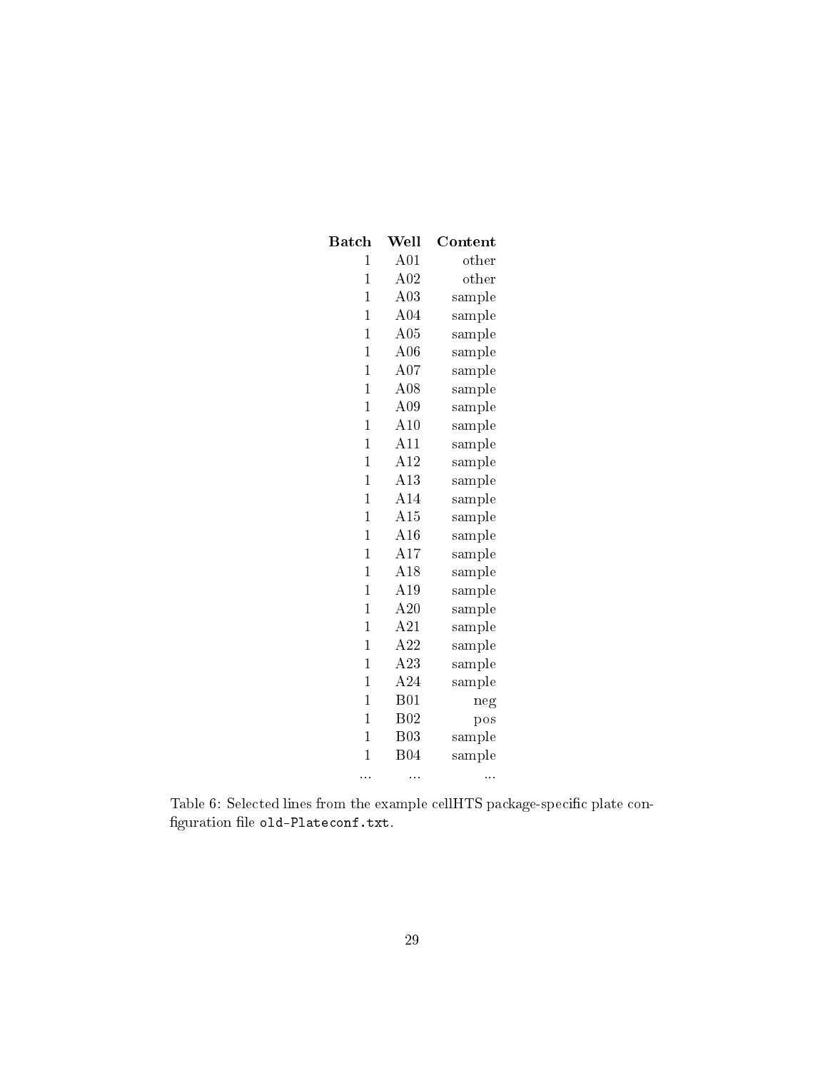| Batch | Well | Content |
|---|---|---|
| 1 | A01 | other |
| 1 | A02 | other |
| 1 | A03 | sample |
| 1 | A04 | sample |
| 1 | A05 | sample |
| 1 | A06 | sample |
| 1 | A07 | sample |
| 1 | A08 | sample |
| 1 | A09 | sample |
| 1 | A10 | sample |
| 1 | A11 | sample |
| 1 | A12 | sample |
| 1 | A13 | sample |
| 1 | A14 | sample |
| 1 | A15 | sample |
| 1 | A16 | sample |
| 1 | A17 | sample |
| 1 | A18 | sample |
| 1 | A19 | sample |
| 1 | A20 | sample |
| 1 | A21 | sample |
| 1 | A22 | sample |
| 1 | A23 | sample |
| 1 | A24 | sample |
| 1 | B01 | neg |
| 1 | B02 | pos |
| 1 | B03 | sample |
| 1 | B04 | sample |
| ... | ... | ... |

Table 6: Selected lines from the example cellHTS package-specific plate configuration file `old-Plateconf.txt`.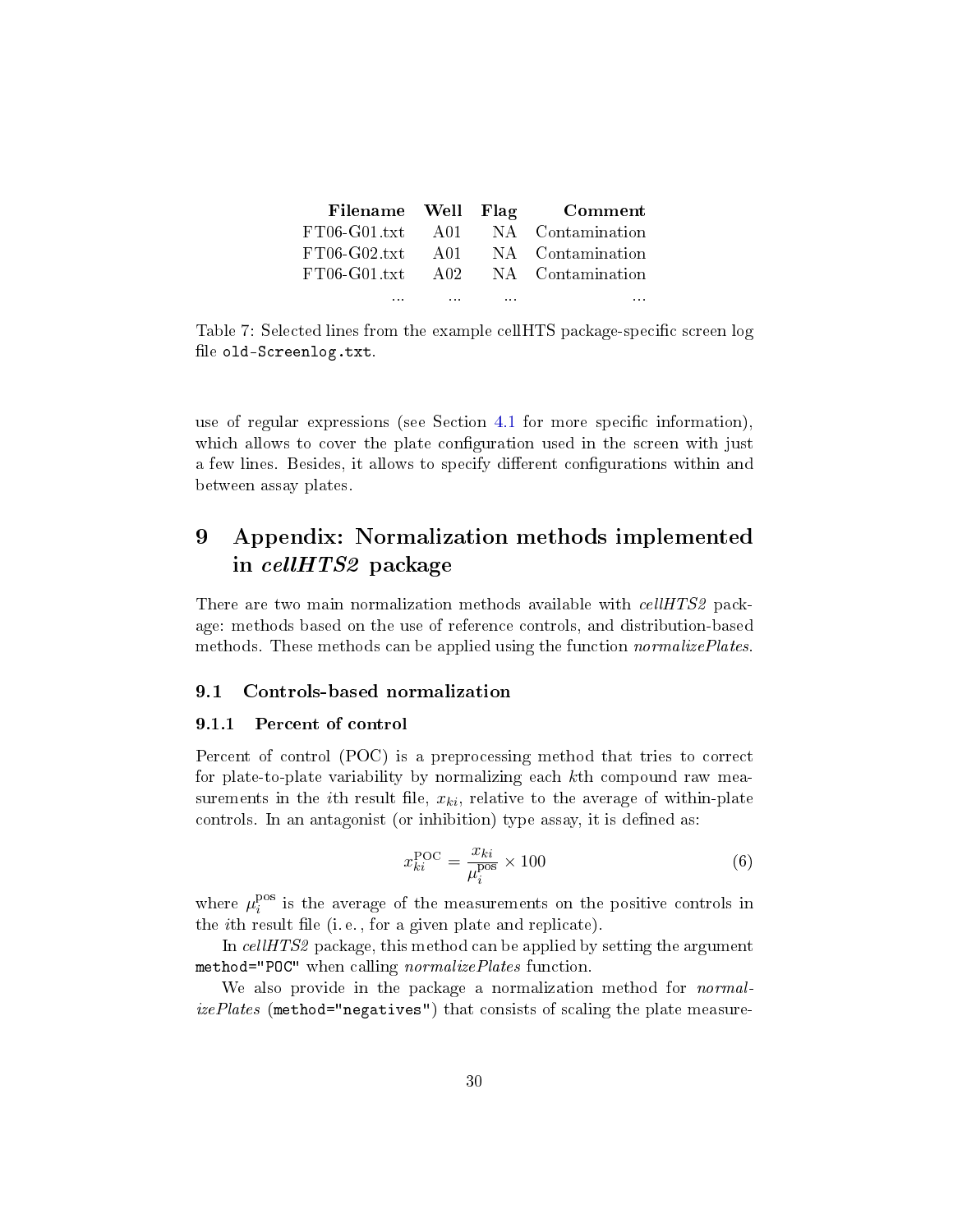| Filename | Well | Flag | Comment |
|---|---|---|---|
| FT06-G01.txt | A01 | NA | Contamination |
| FT06-G02.txt | A01 | NA | Contamination |
| FT06-G01.txt | A02 | NA | Contamination |
| ... | ... | ... | ... |

Table 7: Selected lines from the example cellHTS package-specific screen log file `old-Screenlog.txt`.

use of regular expressions (see Section 4.1 for more specific information), which allows to cover the plate configuration used in the screen with just a few lines. Besides, it allows to specify different configurations within and between assay plates.

# 9 Appendix: Normalization methods implemented in *cellHTS2* package

There are two main normalization methods available with *cellHTS2* package: methods based on the use of reference controls, and distribution-based methods. These methods can be applied using the function *normalizePlates*.

## 9.1 Controls-based normalization

### 9.1.1 Percent of control

Percent of control (POC) is a preprocessing method that tries to correct for plate-to-plate variability by normalizing each $k$th compound raw measurements in the $i$th result file, $x_{ki}$, relative to the average of within-plate controls. In an antagonist (or inhibition) type assay, it is defined as:

$$x_{ki}^{\text{POC}} = \frac{x_{ki}}{\mu_i^{\text{pos}}} \times 100 \tag{6}$$

where $\mu_i^{\text{pos}}$ is the average of the measurements on the positive controls in the $i$th result file (i. e., for a given plate and replicate).

In *cellHTS2* package, this method can be applied by setting the argument `method="POC"` when calling *normalizePlates* function.

We also provide in the package a normalization method for *normalizePlates* (`method="negatives"`) that consists of scaling the plate measure-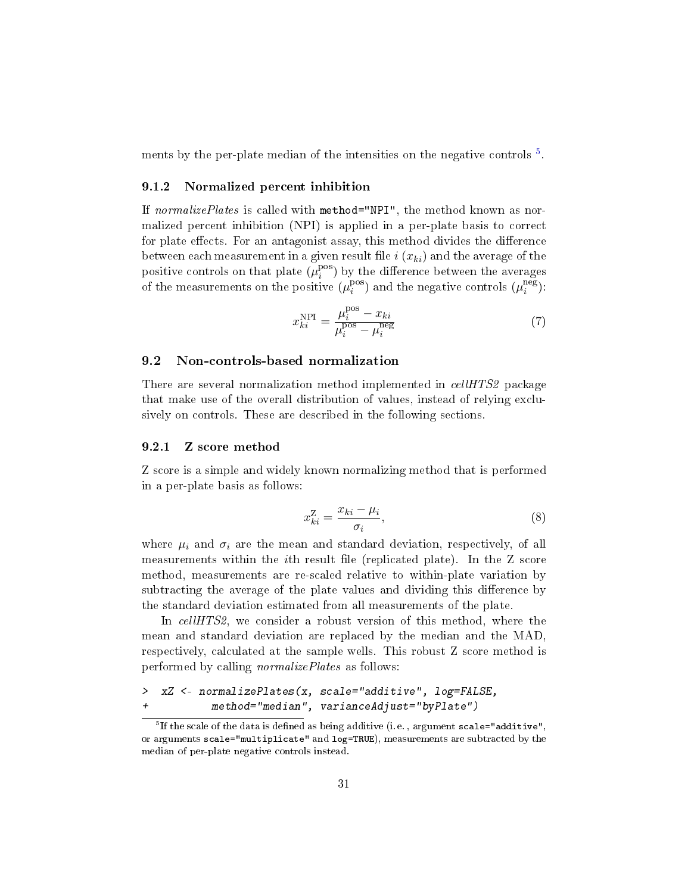ments by the per-plate median of the intensities on the negative controls [5].

### 9.1.2 Normalized percent inhibition

If *normalizePlates* is called with `method="NPI"`, the method known as normalized percent inhibition (NPI) is applied in a per-plate basis to correct for plate effects. For an antagonist assay, this method divides the difference between each measurement in a given result file $i$ ($x_{ki}$) and the average of the positive controls on that plate ($\mu_i^{\text{pos}}$) by the difference between the averages of the measurements on the positive ($\mu_i^{\text{pos}}$) and the negative controls ($\mu_i^{\text{neg}}$):

$$x_{ki}^{\text{NPI}} = \frac{\mu_i^{\text{pos}} - x_{ki}}{\mu_i^{\text{pos}} - \mu_i^{\text{neg}}} \tag{7}$$

## 9.2 Non-controls-based normalization

There are several normalization method implemented in *cellHTS2* package that make use of the overall distribution of values, instead of relying exclusively on controls. These are described in the following sections.

### 9.2.1 Z score method

Z score is a simple and widely known normalizing method that is performed in a per-plate basis as follows:

$$x_{ki}^{\text{Z}} = \frac{x_{ki} - \mu_i}{\sigma_i}, \tag{8}$$

where $\mu_i$ and $\sigma_i$ are the mean and standard deviation, respectively, of all measurements within the $i$th result file (replicated plate). In the Z score method, measurements are re-scaled relative to within-plate variation by subtracting the average of the plate values and dividing this difference by the standard deviation estimated from all measurements of the plate.

In *cellHTS2*, we consider a robust version of this method, where the mean and standard deviation are replaced by the median and the MAD, respectively, calculated at the sample wells. This robust Z score method is performed by calling *normalizePlates* as follows:

```
> xZ <- normalizePlates(x, scale="additive", log=FALSE,
+          method="median", varianceAdjust="byPlate")
```

[5] If the scale of the data is defined as being additive (i.e., argument `scale="additive"`, or arguments `scale="multiplicate"` and `log=TRUE`), measurements are subtracted by the median of per-plate negative controls instead.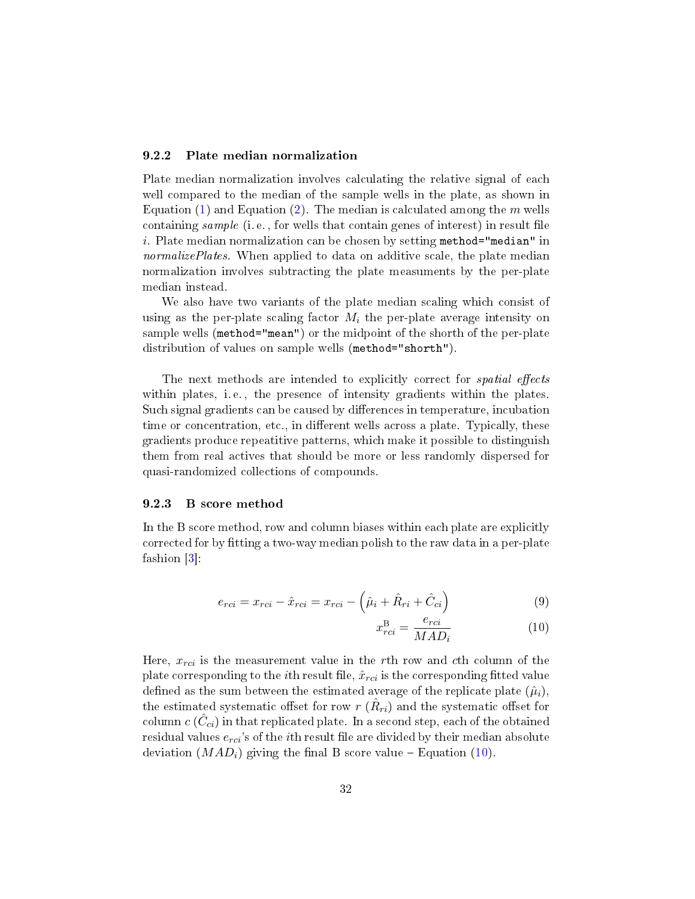### 9.2.2 Plate median normalization

Plate median normalization involves calculating the relative signal of each well compared to the median of the sample wells in the plate, as shown in Equation (1) and Equation (2). The median is calculated among the $m$ wells containing *sample* (i. e., for wells that contain genes of interest) in result file $i$. Plate median normalization can be chosen by setting `method="median"` in *normalizePlates*. When applied to data on additive scale, the plate median normalization involves subtracting the plate measuments by the per-plate median instead.

We also have two variants of the plate median scaling which consist of using as the per-plate scaling factor $M_i$ the per-plate average intensity on sample wells (`method="mean"`) or the midpoint of the shorth of the per-plate distribution of values on sample wells (`method="shorth"`).

The next methods are intended to explicitly correct for *spatial effects* within plates, i. e., the presence of intensity gradients within the plates. Such signal gradients can be caused by differences in temperature, incubation time or concentration, etc., in different wells across a plate. Typically, these gradients produce repeatitive patterns, which make it possible to distinguish them from real actives that should be more or less randomly dispersed for quasi-randomized collections of compounds.

### 9.2.3 B score method

In the B score method, row and column biases within each plate are explicitly corrected for by fitting a two-way median polish to the raw data in a per-plate fashion [3]:

$$e_{rci} = x_{rci} - \hat{x}_{rci} = x_{rci} - \left(\hat{\mu}_i + \hat{R}_{ri} + \hat{C}_{ci}\right) \tag{9}$$

$$x^{\mathrm{B}}_{rci} = \frac{e_{rci}}{MAD_i} \tag{10}$$

Here, $x_{rci}$ is the measurement value in the $r$th row and $c$th column of the plate corresponding to the $i$th result file, $\hat{x}_{rci}$ is the corresponding fitted value defined as the sum between the estimated average of the replicate plate ($\hat{\mu}_i$), the estimated systematic offset for row $r$ ($\hat{R}_{ri}$) and the systematic offset for column $c$ ($\hat{C}_{ci}$) in that replicated plate. In a second step, each of the obtained residual values $e_{rci}$'s of the $i$th result file are divided by their median absolute deviation ($MAD_i$) giving the final B score value – Equation (10).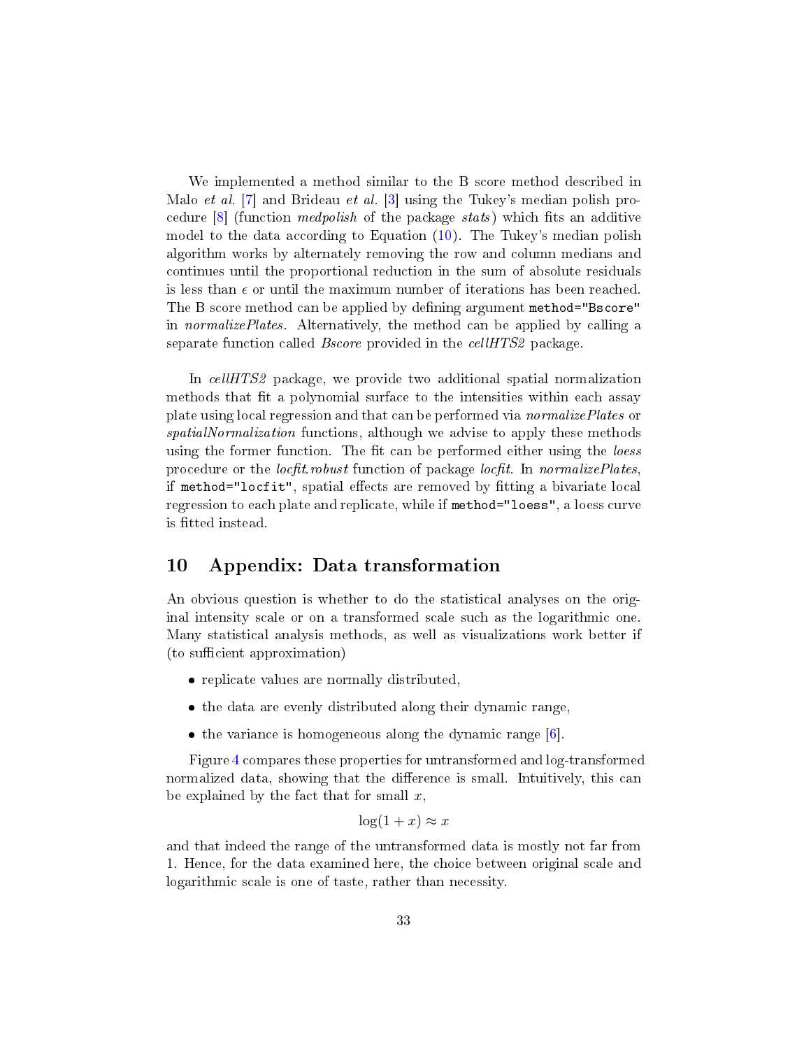We implemented a method similar to the B score method described in Malo *et al.* [7] and Brideau *et al.* [3] using the Tukey's median polish procedure [8] (function *medpolish* of the package *stats*) which fits an additive model to the data according to Equation (10). The Tukey's median polish algorithm works by alternately removing the row and column medians and continues until the proportional reduction in the sum of absolute residuals is less than $\epsilon$ or until the maximum number of iterations has been reached. The B score method can be applied by defining argument `method="Bscore"` in *normalizePlates*. Alternatively, the method can be applied by calling a separate function called *Bscore* provided in the *cellHTS2* package.

In *cellHTS2* package, we provide two additional spatial normalization methods that fit a polynomial surface to the intensities within each assay plate using local regression and that can be performed via *normalizePlates* or *spatialNormalization* functions, although we advise to apply these methods using the former function. The fit can be performed either using the *loess* procedure or the *locfit.robust* function of package *locfit*. In *normalizePlates*, if `method="locfit"`, spatial effects are removed by fitting a bivariate local regression to each plate and replicate, while if `method="loess"`, a loess curve is fitted instead.

## 10 Appendix: Data transformation

An obvious question is whether to do the statistical analyses on the original intensity scale or on a transformed scale such as the logarithmic one. Many statistical analysis methods, as well as visualizations work better if (to sufficient approximation)

- replicate values are normally distributed,
- the data are evenly distributed along their dynamic range,
- the variance is homogeneous along the dynamic range [6].

Figure 4 compares these properties for untransformed and log-transformed normalized data, showing that the difference is small. Intuitively, this can be explained by the fact that for small $x$,

$$\log(1 + x) \approx x$$

and that indeed the range of the untransformed data is mostly not far from 1. Hence, for the data examined here, the choice between original scale and logarithmic scale is one of taste, rather than necessity.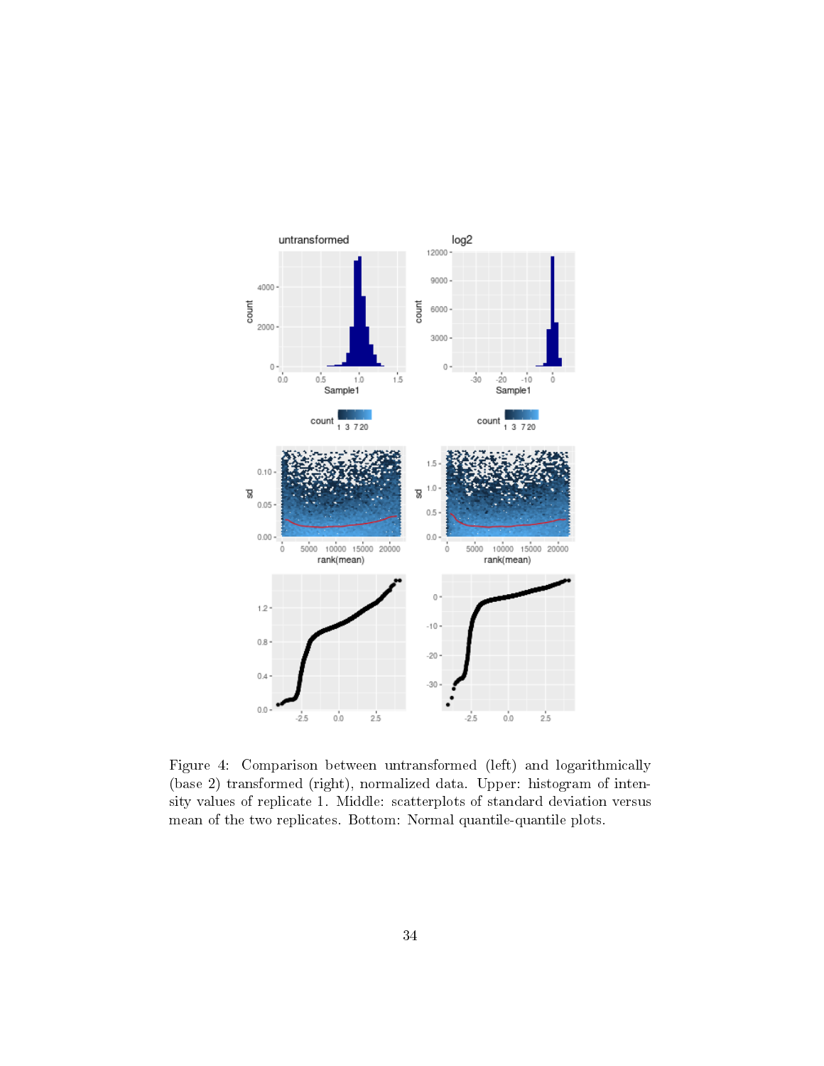Figure 4: Comparison between untransformed (left) and logarithmically (base 2) transformed (right), normalized data. Upper: histogram of intensity values of replicate 1. Middle: scatterplots of standard deviation versus mean of the two replicates. Bottom: Normal quantile-quantile plots.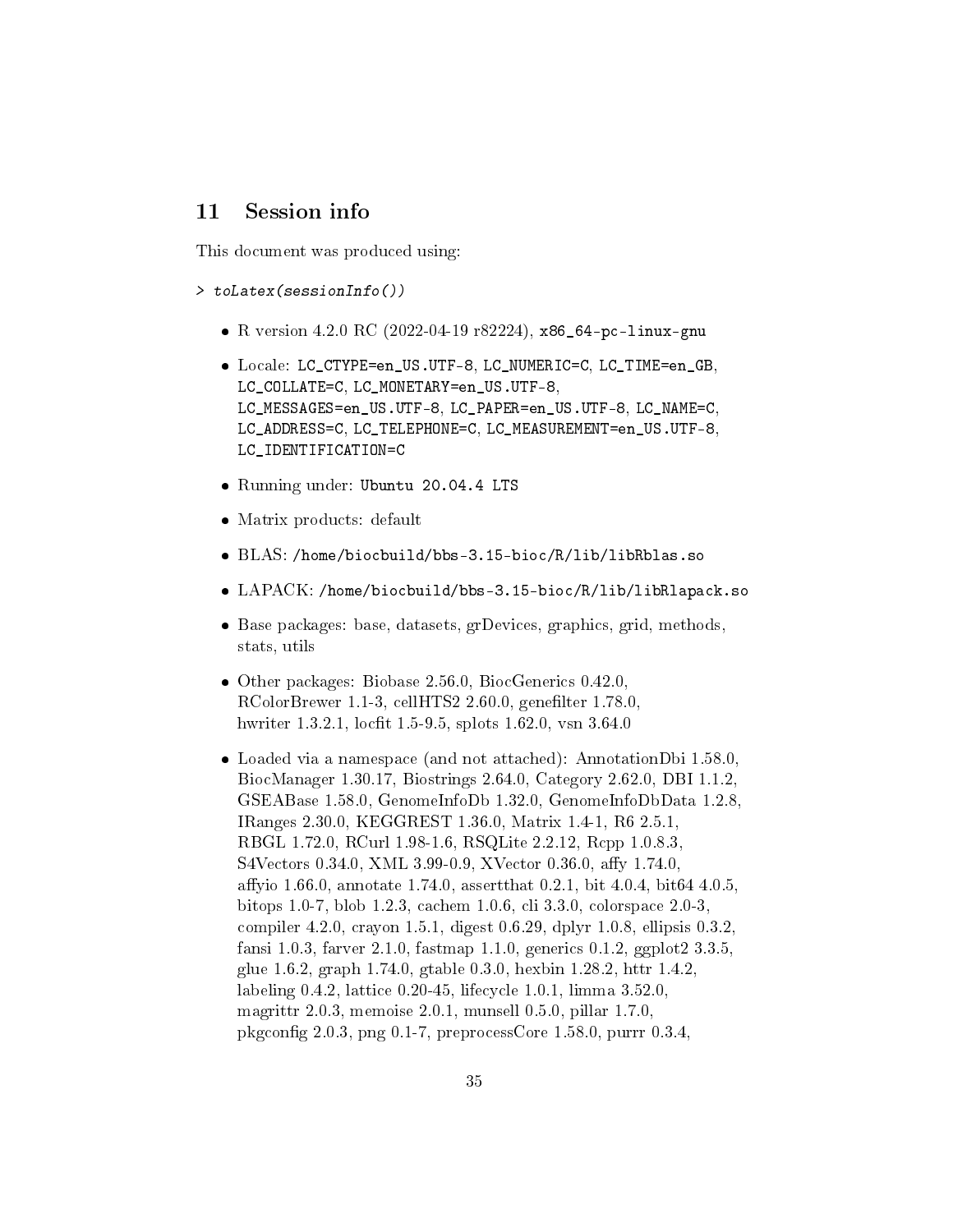## 11 Session info

This document was produced using:

```
> toLatex(sessionInfo())
```

- R version 4.2.0 RC (2022-04-19 r82224), `x86_64-pc-linux-gnu`
- Locale: `LC_CTYPE=en_US.UTF-8`, `LC_NUMERIC=C`, `LC_TIME=en_GB`, `LC_COLLATE=C`, `LC_MONETARY=en_US.UTF-8`, `LC_MESSAGES=en_US.UTF-8`, `LC_PAPER=en_US.UTF-8`, `LC_NAME=C`, `LC_ADDRESS=C`, `LC_TELEPHONE=C`, `LC_MEASUREMENT=en_US.UTF-8`, `LC_IDENTIFICATION=C`
- Running under: `Ubuntu 20.04.4 LTS`
- Matrix products: default
- BLAS: `/home/biocbuild/bbs-3.15-bioc/R/lib/libRblas.so`
- LAPACK: `/home/biocbuild/bbs-3.15-bioc/R/lib/libRlapack.so`
- Base packages: base, datasets, grDevices, graphics, grid, methods, stats, utils
- Other packages: Biobase 2.56.0, BiocGenerics 0.42.0, RColorBrewer 1.1-3, cellHTS2 2.60.0, genefilter 1.78.0, hwriter 1.3.2.1, locfit 1.5-9.5, splots 1.62.0, vsn 3.64.0
- Loaded via a namespace (and not attached): AnnotationDbi 1.58.0, BiocManager 1.30.17, Biostrings 2.64.0, Category 2.62.0, DBI 1.1.2, GSEABase 1.58.0, GenomeInfoDb 1.32.0, GenomeInfoDbData 1.2.8, IRanges 2.30.0, KEGGREST 1.36.0, Matrix 1.4-1, R6 2.5.1, RBGL 1.72.0, RCurl 1.98-1.6, RSQLite 2.2.12, Rcpp 1.0.8.3, S4Vectors 0.34.0, XML 3.99-0.9, XVector 0.36.0, affy 1.74.0, affyio 1.66.0, annotate 1.74.0, assertthat 0.2.1, bit 4.0.4, bit64 4.0.5, bitops 1.0-7, blob 1.2.3, cachem 1.0.6, cli 3.3.0, colorspace 2.0-3, compiler 4.2.0, crayon 1.5.1, digest 0.6.29, dplyr 1.0.8, ellipsis 0.3.2, fansi 1.0.3, farver 2.1.0, fastmap 1.1.0, generics 0.1.2, ggplot2 3.3.5, glue 1.6.2, graph 1.74.0, gtable 0.3.0, hexbin 1.28.2, httr 1.4.2, labeling 0.4.2, lattice 0.20-45, lifecycle 1.0.1, limma 3.52.0, magrittr 2.0.3, memoise 2.0.1, munsell 0.5.0, pillar 1.7.0, pkgconfig 2.0.3, png 0.1-7, preprocessCore 1.58.0, purrr 0.3.4,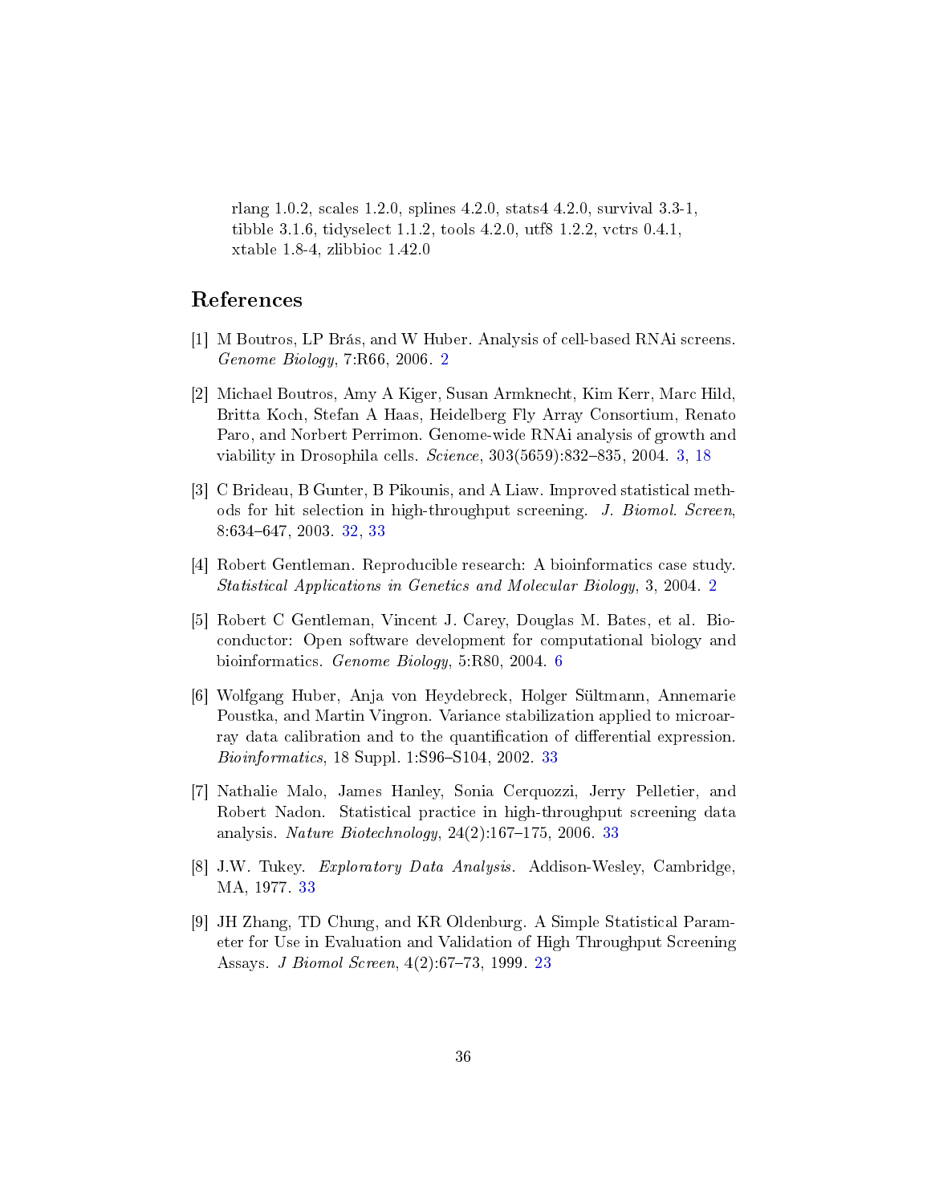rlang 1.0.2, scales 1.2.0, splines 4.2.0, stats4 4.2.0, survival 3.3-1, tibble 3.1.6, tidyselect 1.1.2, tools 4.2.0, utf8 1.2.2, vctrs 0.4.1, xtable 1.8-4, zlibbioc 1.42.0

## References

[1] M Boutros, LP Brás, and W Huber. Analysis of cell-based RNAi screens. *Genome Biology*, 7:R66, 2006. 2

[2] Michael Boutros, Amy A Kiger, Susan Armknecht, Kim Kerr, Marc Hild, Britta Koch, Stefan A Haas, Heidelberg Fly Array Consortium, Renato Paro, and Norbert Perrimon. Genome-wide RNAi analysis of growth and viability in Drosophila cells. *Science*, 303(5659):832–835, 2004. 3, 18

[3] C Brideau, B Gunter, B Pikounis, and A Liaw. Improved statistical methods for hit selection in high-throughput screening. *J. Biomol. Screen*, 8:634–647, 2003. 32, 33

[4] Robert Gentleman. Reproducible research: A bioinformatics case study. *Statistical Applications in Genetics and Molecular Biology*, 3, 2004. 2

[5] Robert C Gentleman, Vincent J. Carey, Douglas M. Bates, et al. Bioconductor: Open software development for computational biology and bioinformatics. *Genome Biology*, 5:R80, 2004. 6

[6] Wolfgang Huber, Anja von Heydebreck, Holger Sültmann, Annemarie Poustka, and Martin Vingron. Variance stabilization applied to microarray data calibration and to the quantification of differential expression. *Bioinformatics*, 18 Suppl. 1:S96–S104, 2002. 33

[7] Nathalie Malo, James Hanley, Sonia Cerquozzi, Jerry Pelletier, and Robert Nadon. Statistical practice in high-throughput screening data analysis. *Nature Biotechnology*, 24(2):167–175, 2006. 33

[8] J.W. Tukey. *Exploratory Data Analysis*. Addison-Wesley, Cambridge, MA, 1977. 33

[9] JH Zhang, TD Chung, and KR Oldenburg. A Simple Statistical Parameter for Use in Evaluation and Validation of High Throughput Screening Assays. *J Biomol Screen*, 4(2):67–73, 1999. 23